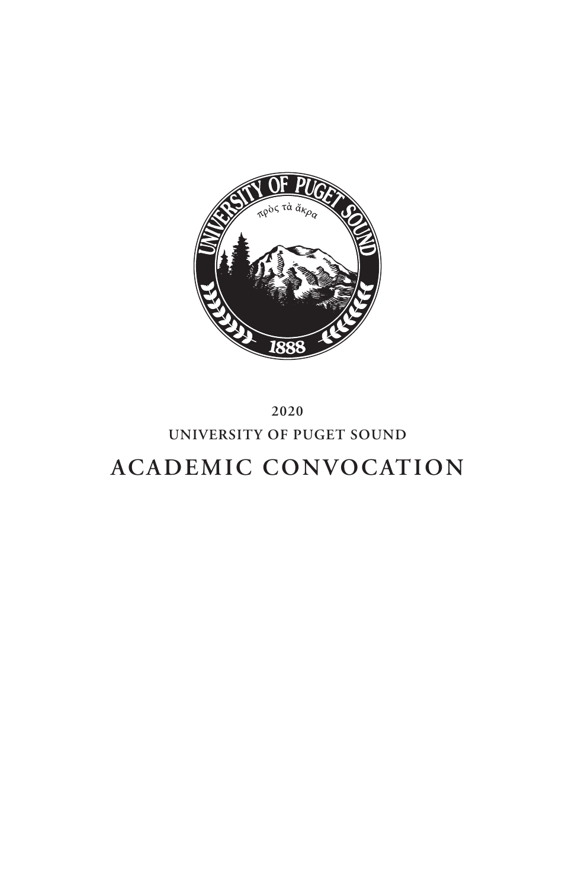2020

UNIVERSITY OF PUGET SOUND

# ACADEMIC CONVOCATION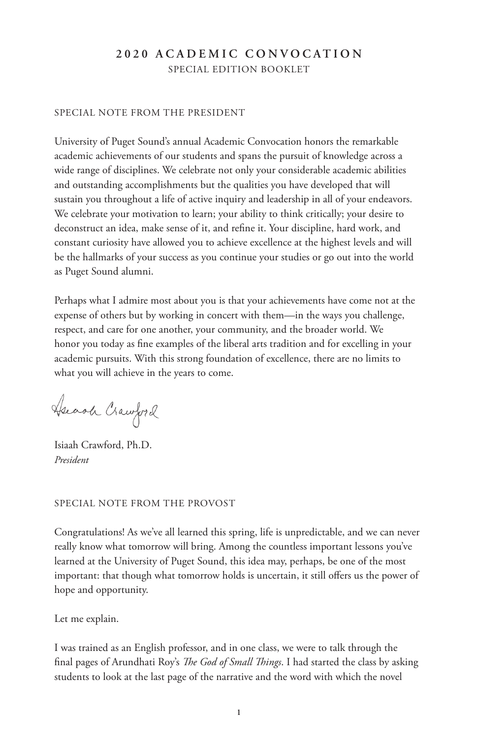# 2020 ACADEMIC CONVOCATION

SPECIAL EDITION BOOKLET

## SPECIAL NOTE FROM THE PRESIDENT

University of Puget Sound's annual Academic Convocation honors the remarkable academic achievements of our students and spans the pursuit of knowledge across a wide range of disciplines. We celebrate not only your considerable academic abilities and outstanding accomplishments but the qualities you have developed that will sustain you throughout a life of active inquiry and leadership in all of your endeavors. We celebrate your motivation to learn; your ability to think critically; your desire to deconstruct an idea, make sense of it, and refine it. Your discipline, hard work, and constant curiosity have allowed you to achieve excellence at the highest levels and will be the hallmarks of your success as you continue your studies or go out into the world as Puget Sound alumni.

Perhaps what I admire most about you is that your achievements have come not at the expense of others but by working in concert with them—in the ways you challenge, respect, and care for one another, your community, and the broader world. We honor you today as fine examples of the liberal arts tradition and for excelling in your academic pursuits. With this strong foundation of excellence, there are no limits to what you will achieve in the years to come.

Isiaah Crawford, Ph.D.
*President*

## SPECIAL NOTE FROM THE PROVOST

Congratulations! As we've all learned this spring, life is unpredictable, and we can never really know what tomorrow will bring. Among the countless important lessons you've learned at the University of Puget Sound, this idea may, perhaps, be one of the most important: that though what tomorrow holds is uncertain, it still offers us the power of hope and opportunity.

Let me explain.

I was trained as an English professor, and in one class, we were to talk through the final pages of Arundhati Roy's *The God of Small Things*. I had started the class by asking students to look at the last page of the narrative and the word with which the novel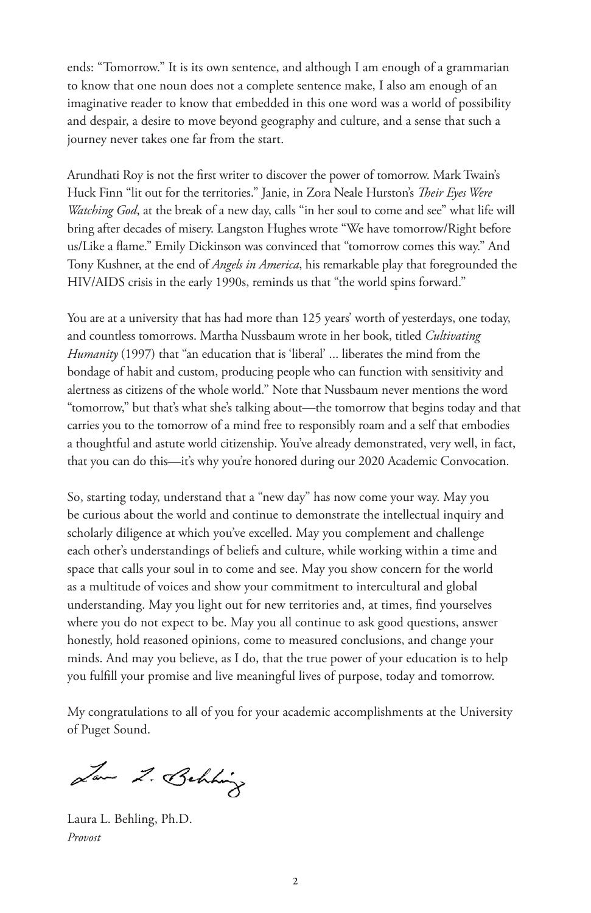ends: "Tomorrow." It is its own sentence, and although I am enough of a grammarian to know that one noun does not a complete sentence make, I also am enough of an imaginative reader to know that embedded in this one word was a world of possibility and despair, a desire to move beyond geography and culture, and a sense that such a journey never takes one far from the start.

Arundhati Roy is not the first writer to discover the power of tomorrow. Mark Twain's Huck Finn "lit out for the territories." Janie, in Zora Neale Hurston's *Their Eyes Were Watching God*, at the break of a new day, calls "in her soul to come and see" what life will bring after decades of misery. Langston Hughes wrote "We have tomorrow/Right before us/Like a flame." Emily Dickinson was convinced that "tomorrow comes this way." And Tony Kushner, at the end of *Angels in America*, his remarkable play that foregrounded the HIV/AIDS crisis in the early 1990s, reminds us that "the world spins forward."

You are at a university that has had more than 125 years' worth of yesterdays, one today, and countless tomorrows. Martha Nussbaum wrote in her book, titled *Cultivating Humanity* (1997) that "an education that is 'liberal' ... liberates the mind from the bondage of habit and custom, producing people who can function with sensitivity and alertness as citizens of the whole world." Note that Nussbaum never mentions the word "tomorrow," but that's what she's talking about—the tomorrow that begins today and that carries you to the tomorrow of a mind free to responsibly roam and a self that embodies a thoughtful and astute world citizenship. You've already demonstrated, very well, in fact, that you can do this—it's why you're honored during our 2020 Academic Convocation.

So, starting today, understand that a "new day" has now come your way. May you be curious about the world and continue to demonstrate the intellectual inquiry and scholarly diligence at which you've excelled. May you complement and challenge each other's understandings of beliefs and culture, while working within a time and space that calls your soul in to come and see. May you show concern for the world as a multitude of voices and show your commitment to intercultural and global understanding. May you light out for new territories and, at times, find yourselves where you do not expect to be. May you all continue to ask good questions, answer honestly, hold reasoned opinions, come to measured conclusions, and change your minds. And may you believe, as I do, that the true power of your education is to help you fulfill your promise and live meaningful lives of purpose, today and tomorrow.

My congratulations to all of you for your academic accomplishments at the University of Puget Sound.

Laura L. Behling, Ph.D.
*Provost*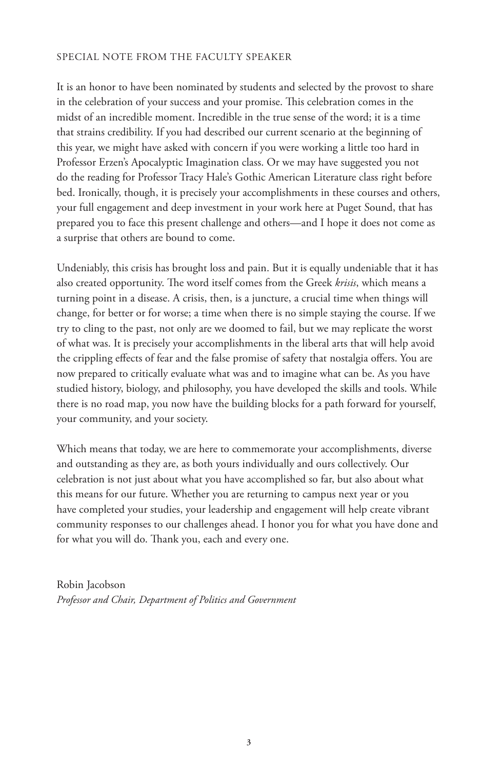## SPECIAL NOTE FROM THE FACULTY SPEAKER

It is an honor to have been nominated by students and selected by the provost to share in the celebration of your success and your promise. This celebration comes in the midst of an incredible moment. Incredible in the true sense of the word; it is a time that strains credibility. If you had described our current scenario at the beginning of this year, we might have asked with concern if you were working a little too hard in Professor Erzen's Apocalyptic Imagination class. Or we may have suggested you not do the reading for Professor Tracy Hale's Gothic American Literature class right before bed. Ironically, though, it is precisely your accomplishments in these courses and others, your full engagement and deep investment in your work here at Puget Sound, that has prepared you to face this present challenge and others—and I hope it does not come as a surprise that others are bound to come.

Undeniably, this crisis has brought loss and pain. But it is equally undeniable that it has also created opportunity. The word itself comes from the Greek *krisis*, which means a turning point in a disease. A crisis, then, is a juncture, a crucial time when things will change, for better or for worse; a time when there is no simple staying the course. If we try to cling to the past, not only are we doomed to fail, but we may replicate the worst of what was. It is precisely your accomplishments in the liberal arts that will help avoid the crippling effects of fear and the false promise of safety that nostalgia offers. You are now prepared to critically evaluate what was and to imagine what can be. As you have studied history, biology, and philosophy, you have developed the skills and tools. While there is no road map, you now have the building blocks for a path forward for yourself, your community, and your society.

Which means that today, we are here to commemorate your accomplishments, diverse and outstanding as they are, as both yours individually and ours collectively. Our celebration is not just about what you have accomplished so far, but also about what this means for our future. Whether you are returning to campus next year or you have completed your studies, your leadership and engagement will help create vibrant community responses to our challenges ahead. I honor you for what you have done and for what you will do. Thank you, each and every one.

Robin Jacobson
*Professor and Chair, Department of Politics and Government*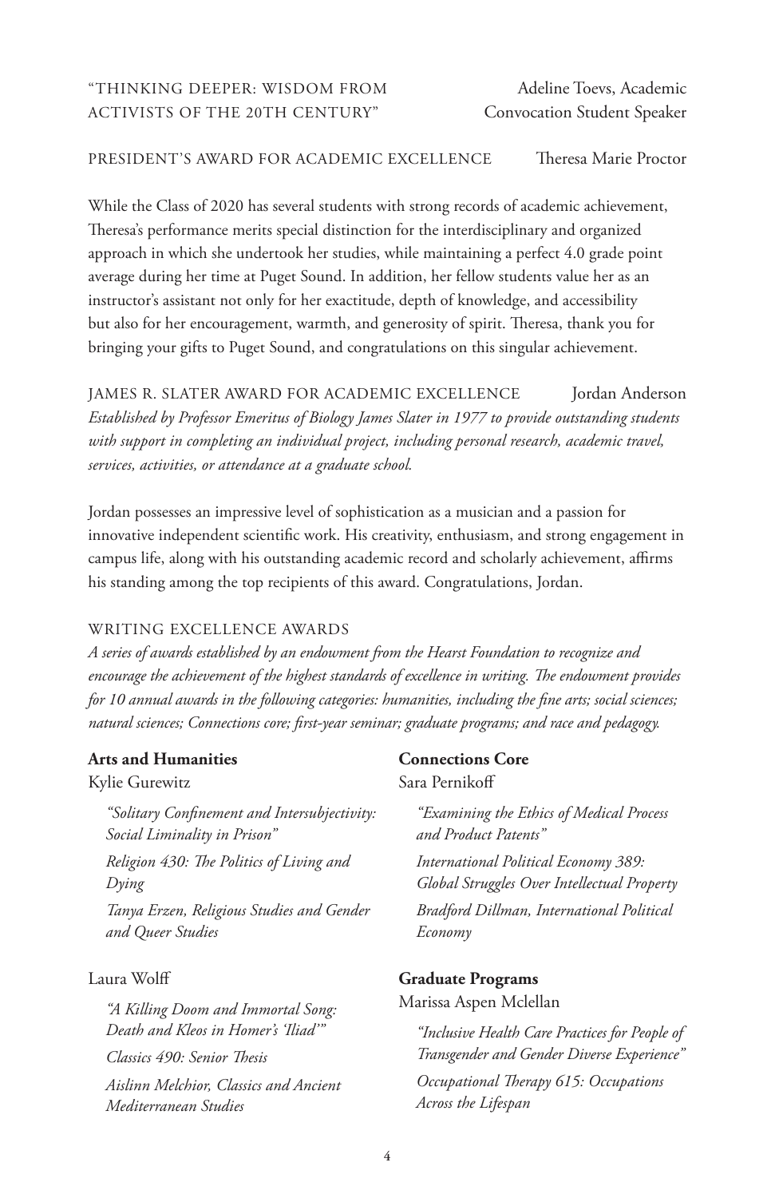"THINKING DEEPER: WISDOM FROM ACTIVISTS OF THE 20TH CENTURY" — Adeline Toevs, Academic Convocation Student Speaker

PRESIDENT'S AWARD FOR ACADEMIC EXCELLENCE — Theresa Marie Proctor

While the Class of 2020 has several students with strong records of academic achievement, Theresa's performance merits special distinction for the interdisciplinary and organized approach in which she undertook her studies, while maintaining a perfect 4.0 grade point average during her time at Puget Sound. In addition, her fellow students value her as an instructor's assistant not only for her exactitude, depth of knowledge, and accessibility but also for her encouragement, warmth, and generosity of spirit. Theresa, thank you for bringing your gifts to Puget Sound, and congratulations on this singular achievement.

JAMES R. SLATER AWARD FOR ACADEMIC EXCELLENCE — Jordan Anderson

*Established by Professor Emeritus of Biology James Slater in 1977 to provide outstanding students with support in completing an individual project, including personal research, academic travel, services, activities, or attendance at a graduate school.*

Jordan possesses an impressive level of sophistication as a musician and a passion for innovative independent scientific work. His creativity, enthusiasm, and strong engagement in campus life, along with his outstanding academic record and scholarly achievement, affirms his standing among the top recipients of this award. Congratulations, Jordan.

WRITING EXCELLENCE AWARDS

*A series of awards established by an endowment from the Hearst Foundation to recognize and encourage the achievement of the highest standards of excellence in writing. The endowment provides for 10 annual awards in the following categories: humanities, including the fine arts; social sciences; natural sciences; Connections core; first-year seminar; graduate programs; and race and pedagogy.*

**Arts and Humanities**

Kylie Gurewitz

*"Solitary Confinement and Intersubjectivity: Social Liminality in Prison"*

*Religion 430: The Politics of Living and Dying*

*Tanya Erzen, Religious Studies and Gender and Queer Studies*

Laura Wolff

*"A Killing Doom and Immortal Song: Death and Kleos in Homer's 'Iliad'"*

*Classics 490: Senior Thesis*

*Aislinn Melchior, Classics and Ancient Mediterranean Studies*

**Connections Core**

Sara Pernikoff

*"Examining the Ethics of Medical Process and Product Patents"*

*International Political Economy 389: Global Struggles Over Intellectual Property*

*Bradford Dillman, International Political Economy*

**Graduate Programs**

Marissa Aspen Mclellan

*"Inclusive Health Care Practices for People of Transgender and Gender Diverse Experience"*

*Occupational Therapy 615: Occupations Across the Lifespan*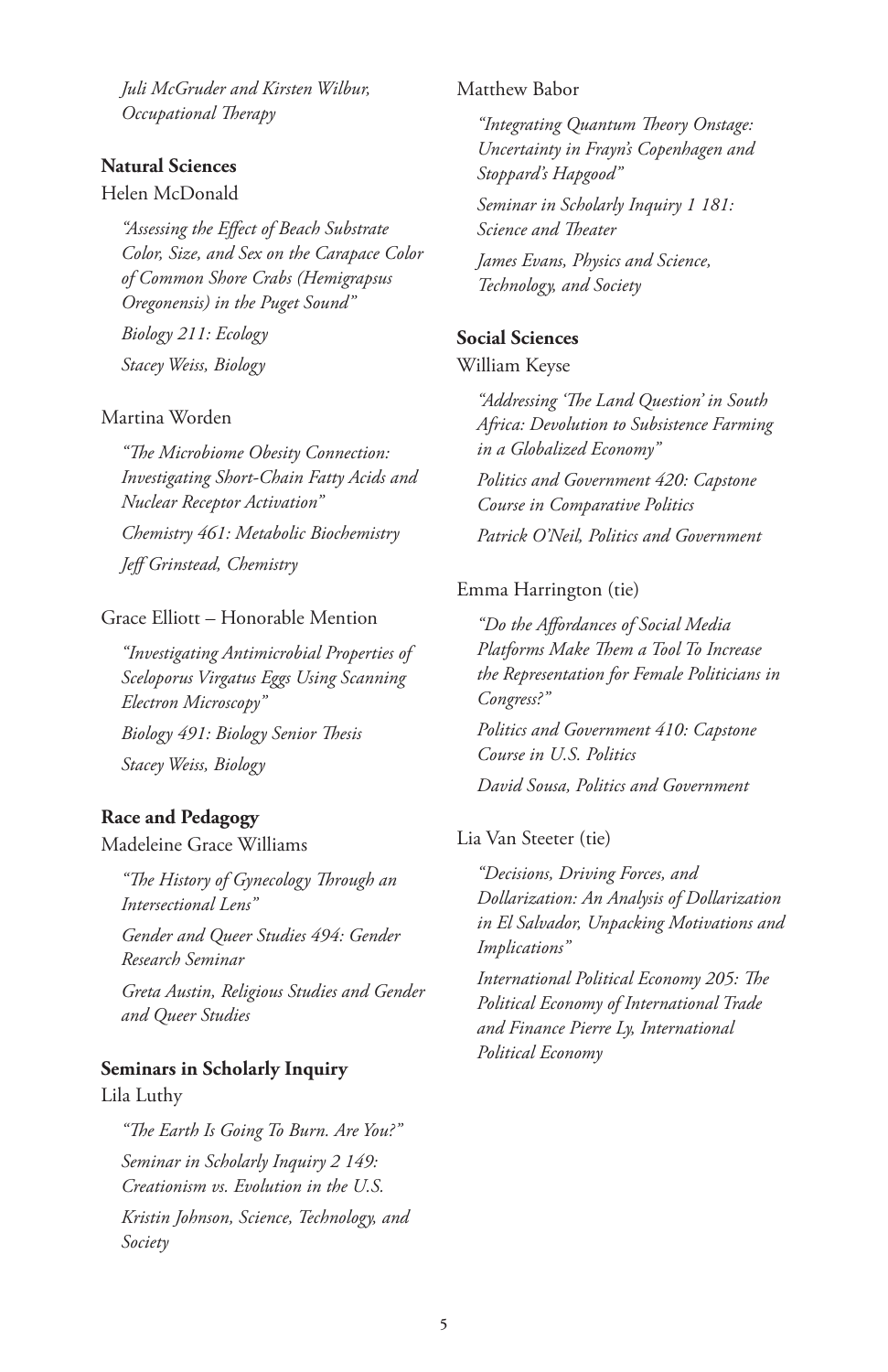*Juli McGruder and Kirsten Wilbur, Occupational Therapy*

**Natural Sciences**

Helen McDonald

*"Assessing the Effect of Beach Substrate Color, Size, and Sex on the Carapace Color of Common Shore Crabs (Hemigrapsus Oregonensis) in the Puget Sound"*

*Biology 211: Ecology*

*Stacey Weiss, Biology*

Martina Worden

*"The Microbiome Obesity Connection: Investigating Short-Chain Fatty Acids and Nuclear Receptor Activation"*

*Chemistry 461: Metabolic Biochemistry*

*Jeff Grinstead, Chemistry*

Grace Elliott – Honorable Mention

*"Investigating Antimicrobial Properties of Sceloporus Virgatus Eggs Using Scanning Electron Microscopy"*

*Biology 491: Biology Senior Thesis*

*Stacey Weiss, Biology*

**Race and Pedagogy**

Madeleine Grace Williams

*"The History of Gynecology Through an Intersectional Lens"*

*Gender and Queer Studies 494: Gender Research Seminar*

*Greta Austin, Religious Studies and Gender and Queer Studies*

**Seminars in Scholarly Inquiry**

Lila Luthy

*"The Earth Is Going To Burn. Are You?"*

*Seminar in Scholarly Inquiry 2 149: Creationism vs. Evolution in the U.S.*

*Kristin Johnson, Science, Technology, and Society*

Matthew Babor

*"Integrating Quantum Theory Onstage: Uncertainty in Frayn's Copenhagen and Stoppard's Hapgood"*

*Seminar in Scholarly Inquiry 1 181: Science and Theater*

*James Evans, Physics and Science, Technology, and Society*

**Social Sciences**

William Keyse

*"Addressing 'The Land Question' in South Africa: Devolution to Subsistence Farming in a Globalized Economy"*

*Politics and Government 420: Capstone Course in Comparative Politics*

*Patrick O'Neil, Politics and Government*

Emma Harrington (tie)

*"Do the Affordances of Social Media Platforms Make Them a Tool To Increase the Representation for Female Politicians in Congress?"*

*Politics and Government 410: Capstone Course in U.S. Politics*

*David Sousa, Politics and Government*

Lia Van Steeter (tie)

*"Decisions, Driving Forces, and Dollarization: An Analysis of Dollarization in El Salvador, Unpacking Motivations and Implications"*

*International Political Economy 205: The Political Economy of International Trade and Finance Pierre Ly, International Political Economy*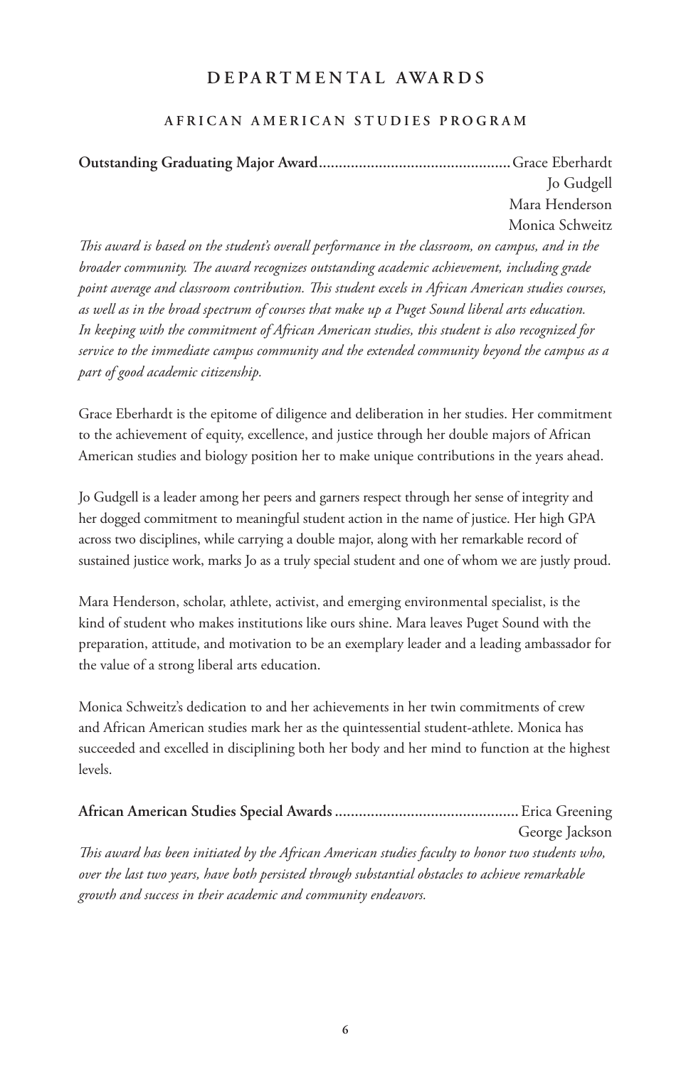# DEPARTMENTAL AWARDS

## AFRICAN AMERICAN STUDIES PROGRAM

**Outstanding Graduating Major Award**................................................Grace Eberhardt
Jo Gudgell
Mara Henderson
Monica Schweitz

*This award is based on the student's overall performance in the classroom, on campus, and in the broader community. The award recognizes outstanding academic achievement, including grade point average and classroom contribution. This student excels in African American studies courses, as well as in the broad spectrum of courses that make up a Puget Sound liberal arts education. In keeping with the commitment of African American studies, this student is also recognized for service to the immediate campus community and the extended community beyond the campus as a part of good academic citizenship.*

Grace Eberhardt is the epitome of diligence and deliberation in her studies. Her commitment to the achievement of equity, excellence, and justice through her double majors of African American studies and biology position her to make unique contributions in the years ahead.

Jo Gudgell is a leader among her peers and garners respect through her sense of integrity and her dogged commitment to meaningful student action in the name of justice. Her high GPA across two disciplines, while carrying a double major, along with her remarkable record of sustained justice work, marks Jo as a truly special student and one of whom we are justly proud.

Mara Henderson, scholar, athlete, activist, and emerging environmental specialist, is the kind of student who makes institutions like ours shine. Mara leaves Puget Sound with the preparation, attitude, and motivation to be an exemplary leader and a leading ambassador for the value of a strong liberal arts education.

Monica Schweitz's dedication to and her achievements in her twin commitments of crew and African American studies mark her as the quintessential student-athlete. Monica has succeeded and excelled in disciplining both her body and her mind to function at the highest levels.

**African American Studies Special Awards**.............................................Erica Greening
George Jackson

*This award has been initiated by the African American studies faculty to honor two students who, over the last two years, have both persisted through substantial obstacles to achieve remarkable growth and success in their academic and community endeavors.*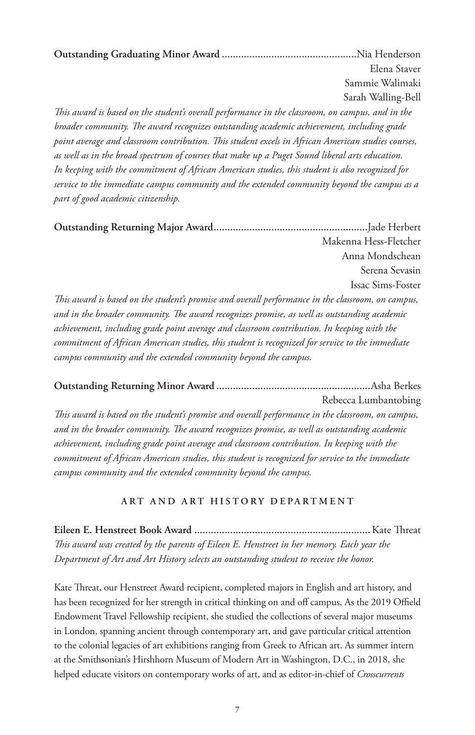**Outstanding Graduating Minor Award** ................................................Nia Henderson
Elena Staver
Sammie Walimaki
Sarah Walling-Bell

*This award is based on the student's overall performance in the classroom, on campus, and in the broader community. The award recognizes outstanding academic achievement, including grade point average and classroom contribution. This student excels in African American studies courses, as well as in the broad spectrum of courses that make up a Puget Sound liberal arts education. In keeping with the commitment of African American studies, this student is also recognized for service to the immediate campus community and the extended community beyond the campus as a part of good academic citizenship.*

**Outstanding Returning Major Award**.......................................................Jade Herbert
Makenna Hess-Fletcher
Anna Mondschean
Serena Sevasin
Issac Sims-Foster

*This award is based on the student's promise and overall performance in the classroom, on campus, and in the broader community. The award recognizes promise, as well as outstanding academic achievement, including grade point average and classroom contribution. In keeping with the commitment of African American studies, this student is recognized for service to the immediate campus community and the extended community beyond the campus.*

**Outstanding Returning Minor Award** ........................................................Asha Berkes
Rebecca Lumbantobing

*This award is based on the student's promise and overall performance in the classroom, on campus, and in the broader community. The award recognizes promise, as well as outstanding academic achievement, including grade point average and classroom contribution. In keeping with the commitment of African American studies, this student is recognized for service to the immediate campus community and the extended community beyond the campus.*

## ART AND ART HISTORY DEPARTMENT

**Eileen E. Henstreet Book Award** ............................................................... Kate Threat

*This award was created by the parents of Eileen E. Henstreet in her memory. Each year the Department of Art and Art History selects an outstanding student to receive the honor.*

Kate Threat, our Henstreet Award recipient, completed majors in English and art history, and has been recognized for her strength in critical thinking on and off campus. As the 2019 Offield Endowment Travel Fellowship recipient, she studied the collections of several major museums in London, spanning ancient through contemporary art, and gave particular critical attention to the colonial legacies of art exhibitions ranging from Greek to African art. As summer intern at the Smithsonian's Hirshhorn Museum of Modern Art in Washington, D.C., in 2018, she helped educate visitors on contemporary works of art, and as editor-in-chief of *Crosscurrents*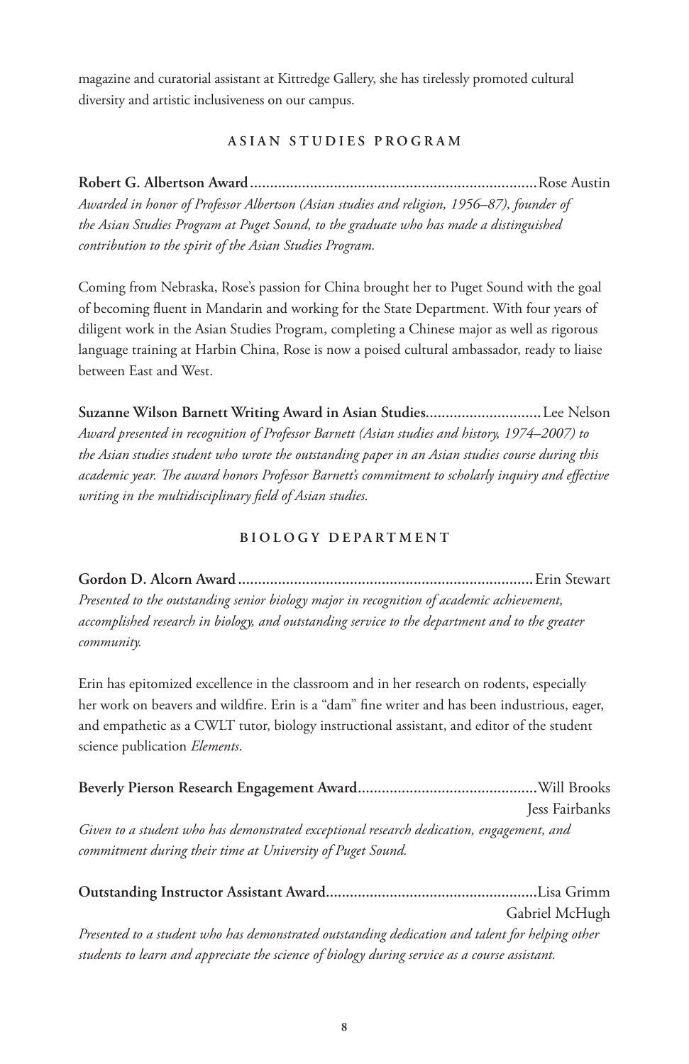magazine and curatorial assistant at Kittredge Gallery, she has tirelessly promoted cultural diversity and artistic inclusiveness on our campus.

## ASIAN STUDIES PROGRAM

**Robert G. Albertson Award**........................................................................Rose Austin

*Awarded in honor of Professor Albertson (Asian studies and religion, 1956–87), founder of the Asian Studies Program at Puget Sound, to the graduate who has made a distinguished contribution to the spirit of the Asian Studies Program.*

Coming from Nebraska, Rose's passion for China brought her to Puget Sound with the goal of becoming fluent in Mandarin and working for the State Department. With four years of diligent work in the Asian Studies Program, completing a Chinese major as well as rigorous language training at Harbin China, Rose is now a poised cultural ambassador, ready to liaise between East and West.

**Suzanne Wilson Barnett Writing Award in Asian Studies**.............................Lee Nelson

*Award presented in recognition of Professor Barnett (Asian studies and history, 1974–2007) to the Asian studies student who wrote the outstanding paper in an Asian studies course during this academic year. The award honors Professor Barnett's commitment to scholarly inquiry and effective writing in the multidisciplinary field of Asian studies.*

## BIOLOGY DEPARTMENT

**Gordon D. Alcorn Award**..........................................................................Erin Stewart

*Presented to the outstanding senior biology major in recognition of academic achievement, accomplished research in biology, and outstanding service to the department and to the greater community.*

Erin has epitomized excellence in the classroom and in her research on rodents, especially her work on beavers and wildfire. Erin is a "dam" fine writer and has been industrious, eager, and empathetic as a CWLT tutor, biology instructional assistant, and editor of the student science publication *Elements*.

**Beverly Pierson Research Engagement Award**.............................................Will Brooks
Jess Fairbanks

*Given to a student who has demonstrated exceptional research dedication, engagement, and commitment during their time at University of Puget Sound.*

**Outstanding Instructor Assistant Award**.....................................................Lisa Grimm
Gabriel McHugh

*Presented to a student who has demonstrated outstanding dedication and talent for helping other students to learn and appreciate the science of biology during service as a course assistant.*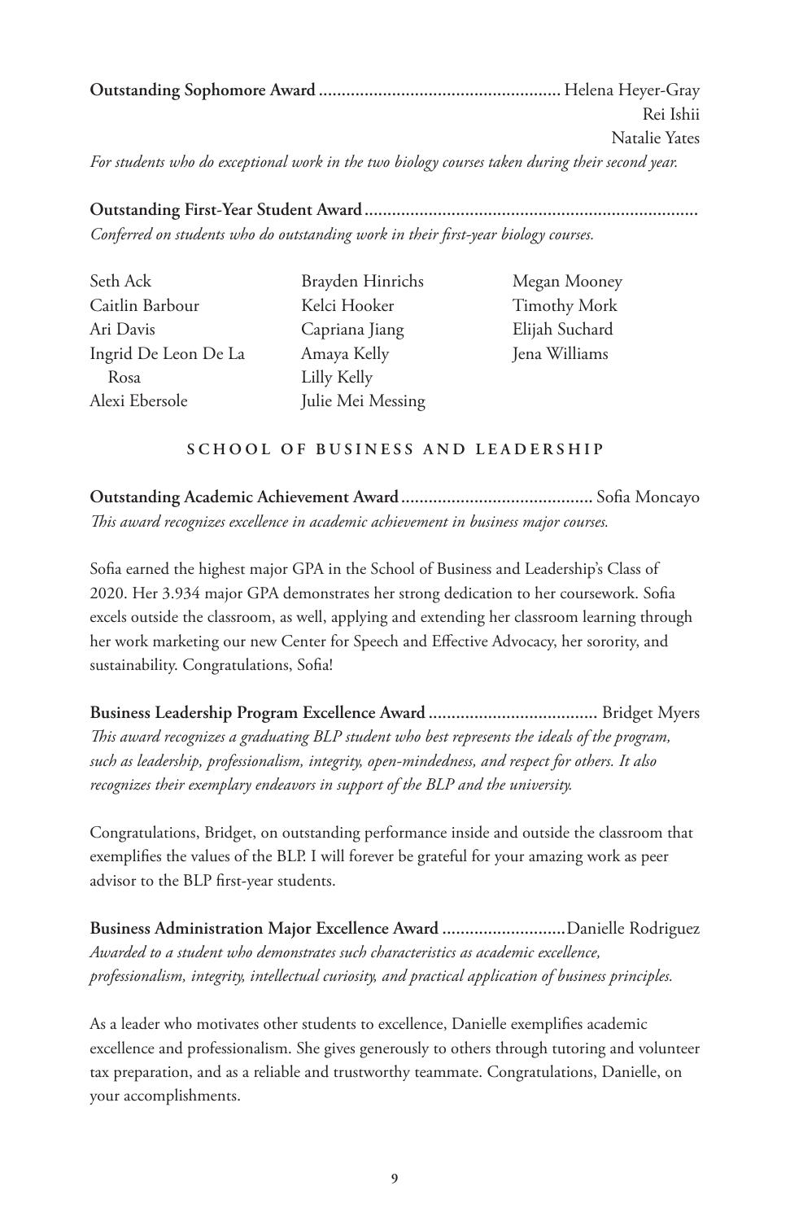**Outstanding Sophomore Award** .................................................... Helena Heyer-Gray
Rei Ishii
Natalie Yates

*For students who do exceptional work in the two biology courses taken during their second year.*

**Outstanding First-Year Student Award** ........................................................................

*Conferred on students who do outstanding work in their first-year biology courses.*

Seth Ack
Caitlin Barbour
Ari Davis
Ingrid De Leon De La Rosa
Alexi Ebersole
Brayden Hinrichs
Kelci Hooker
Capriana Jiang
Amaya Kelly
Lilly Kelly
Julie Mei Messing
Megan Mooney
Timothy Mork
Elijah Suchard
Jena Williams

## SCHOOL OF BUSINESS AND LEADERSHIP

**Outstanding Academic Achievement Award** .......................................... Sofia Moncayo

*This award recognizes excellence in academic achievement in business major courses.*

Sofia earned the highest major GPA in the School of Business and Leadership's Class of 2020. Her 3.934 major GPA demonstrates her strong dedication to her coursework. Sofia excels outside the classroom, as well, applying and extending her classroom learning through her work marketing our new Center for Speech and Effective Advocacy, her sorority, and sustainability. Congratulations, Sofia!

**Business Leadership Program Excellence Award** ..................................... Bridget Myers

*This award recognizes a graduating BLP student who best represents the ideals of the program, such as leadership, professionalism, integrity, open-mindedness, and respect for others. It also recognizes their exemplary endeavors in support of the BLP and the university.*

Congratulations, Bridget, on outstanding performance inside and outside the classroom that exemplifies the values of the BLP. I will forever be grateful for your amazing work as peer advisor to the BLP first-year students.

**Business Administration Major Excellence Award** ...........................Danielle Rodriguez

*Awarded to a student who demonstrates such characteristics as academic excellence, professionalism, integrity, intellectual curiosity, and practical application of business principles.*

As a leader who motivates other students to excellence, Danielle exemplifies academic excellence and professionalism. She gives generously to others through tutoring and volunteer tax preparation, and as a reliable and trustworthy teammate. Congratulations, Danielle, on your accomplishments.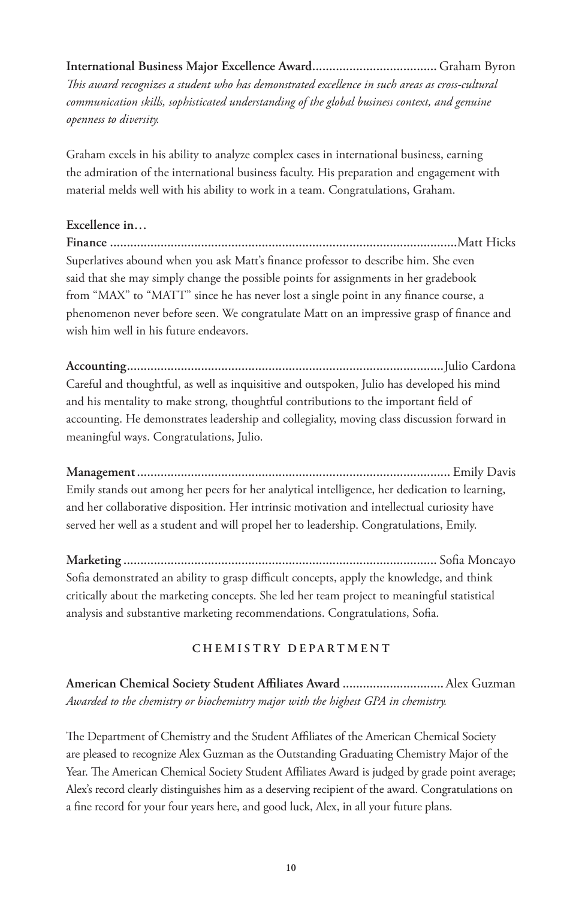**International Business Major Excellence Award.................................... Graham Byron**
*This award recognizes a student who has demonstrated excellence in such areas as cross-cultural communication skills, sophisticated understanding of the global business context, and genuine openness to diversity.*

Graham excels in his ability to analyze complex cases in international business, earning the admiration of the international business faculty. His preparation and engagement with material melds well with his ability to work in a team. Congratulations, Graham.

**Excellence in…**

**Finance ....................................................................................................Matt Hicks**
Superlatives abound when you ask Matt's finance professor to describe him. She even said that she may simply change the possible points for assignments in her gradebook from "MAX" to "MATT" since he has never lost a single point in any finance course, a phenomenon never before seen. We congratulate Matt on an impressive grasp of finance and wish him well in his future endeavors.

**Accounting............................................................................................Julio Cardona**
Careful and thoughtful, as well as inquisitive and outspoken, Julio has developed his mind and his mentality to make strong, thoughtful contributions to the important field of accounting. He demonstrates leadership and collegiality, moving class discussion forward in meaningful ways. Congratulations, Julio.

**Management........................................................................................... Emily Davis**
Emily stands out among her peers for her analytical intelligence, her dedication to learning, and her collaborative disposition. Her intrinsic motivation and intellectual curiosity have served her well as a student and will propel her to leadership. Congratulations, Emily.

**Marketing........................................................................................... Sofia Moncayo**
Sofia demonstrated an ability to grasp difficult concepts, apply the knowledge, and think critically about the marketing concepts. She led her team project to meaningful statistical analysis and substantive marketing recommendations. Congratulations, Sofia.

## CHEMISTRY DEPARTMENT

**American Chemical Society Student Affiliates Award ............................. Alex Guzman**
*Awarded to the chemistry or biochemistry major with the highest GPA in chemistry.*

The Department of Chemistry and the Student Affiliates of the American Chemical Society are pleased to recognize Alex Guzman as the Outstanding Graduating Chemistry Major of the Year. The American Chemical Society Student Affiliates Award is judged by grade point average; Alex's record clearly distinguishes him as a deserving recipient of the award. Congratulations on a fine record for your four years here, and good luck, Alex, in all your future plans.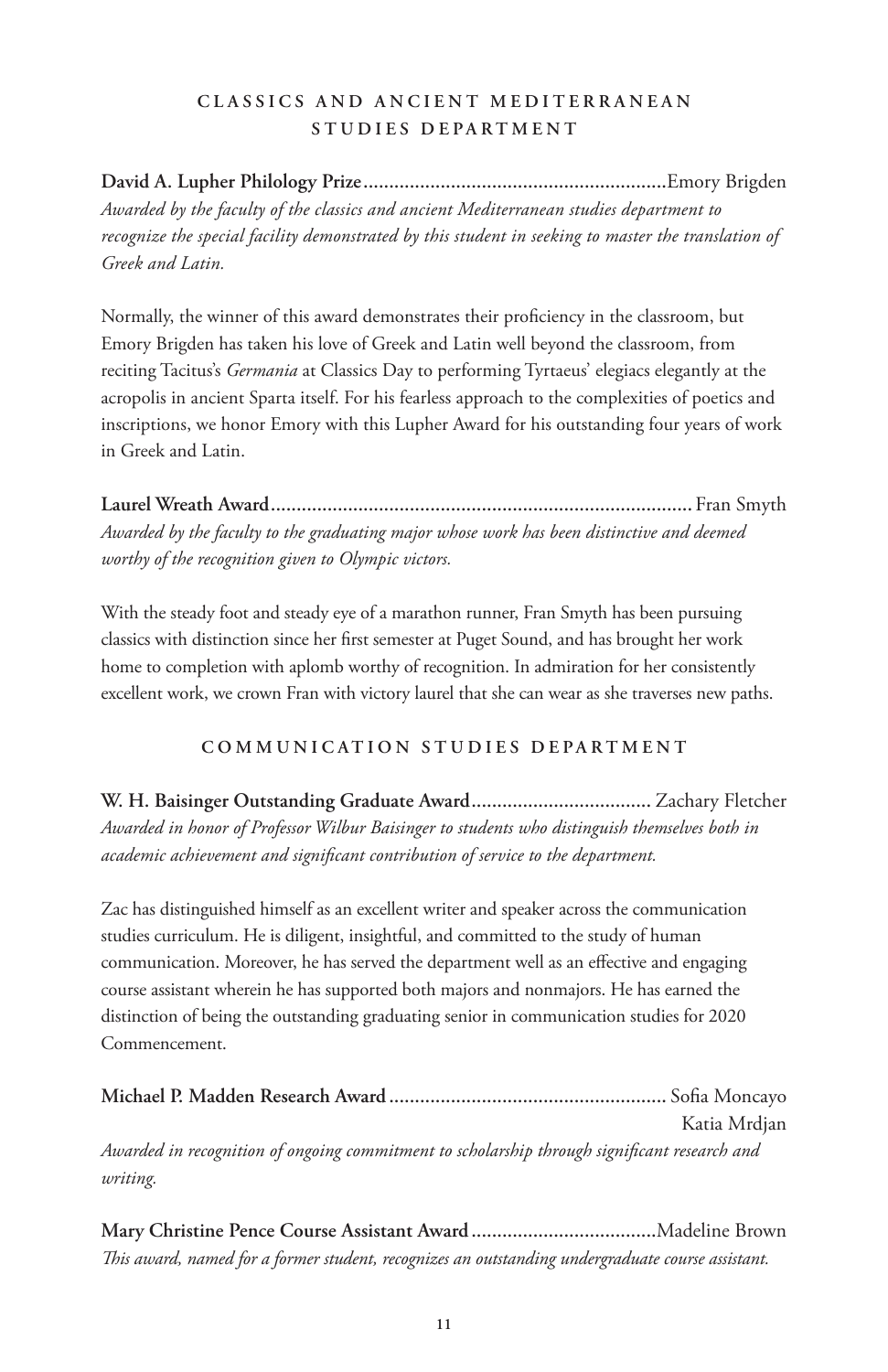## CLASSICS AND ANCIENT MEDITERRANEAN STUDIES DEPARTMENT

**David A. Lupher Philology Prize**............................................................Emory Brigden
*Awarded by the faculty of the classics and ancient Mediterranean studies department to recognize the special facility demonstrated by this student in seeking to master the translation of Greek and Latin.*

Normally, the winner of this award demonstrates their proficiency in the classroom, but Emory Brigden has taken his love of Greek and Latin well beyond the classroom, from reciting Tacitus's *Germania* at Classics Day to performing Tyrtaeus' elegiacs elegantly at the acropolis in ancient Sparta itself. For his fearless approach to the complexities of poetics and inscriptions, we honor Emory with this Lupher Award for his outstanding four years of work in Greek and Latin.

**Laurel Wreath Award**................................................................................. Fran Smyth
*Awarded by the faculty to the graduating major whose work has been distinctive and deemed worthy of the recognition given to Olympic victors.*

With the steady foot and steady eye of a marathon runner, Fran Smyth has been pursuing classics with distinction since her first semester at Puget Sound, and has brought her work home to completion with aplomb worthy of recognition. In admiration for her consistently excellent work, we crown Fran with victory laurel that she can wear as she traverses new paths.

## COMMUNICATION STUDIES DEPARTMENT

**W. H. Baisinger Outstanding Graduate Award**.................................... Zachary Fletcher
*Awarded in honor of Professor Wilbur Baisinger to students who distinguish themselves both in academic achievement and significant contribution of service to the department.*

Zac has distinguished himself as an excellent writer and speaker across the communication studies curriculum. He is diligent, insightful, and committed to the study of human communication. Moreover, he has served the department well as an effective and engaging course assistant wherein he has supported both majors and nonmajors. He has earned the distinction of being the outstanding graduating senior in communication studies for 2020 Commencement.

**Michael P. Madden Research Award**...................................................... Sofia Moncayo
Katia Mrdjan
*Awarded in recognition of ongoing commitment to scholarship through significant research and writing.*

**Mary Christine Pence Course Assistant Award**....................................Madeline Brown
*This award, named for a former student, recognizes an outstanding undergraduate course assistant.*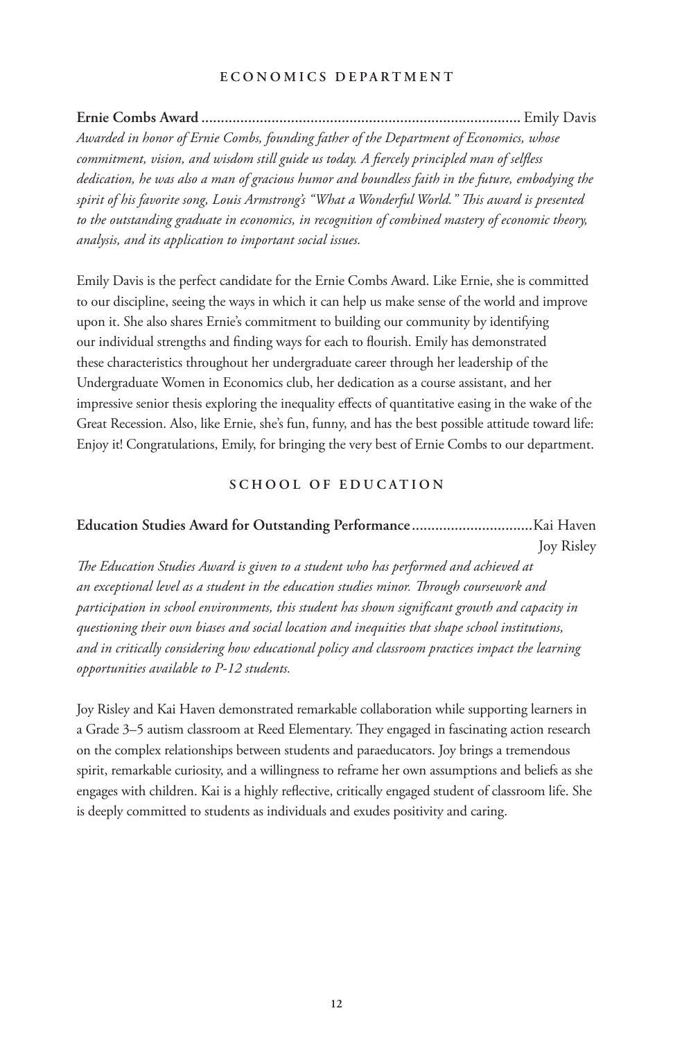## ECONOMICS DEPARTMENT

**Ernie Combs Award** ................................................................................ Emily Davis

*Awarded in honor of Ernie Combs, founding father of the Department of Economics, whose commitment, vision, and wisdom still guide us today. A fiercely principled man of selfless dedication, he was also a man of gracious humor and boundless faith in the future, embodying the spirit of his favorite song, Louis Armstrong's "What a Wonderful World." This award is presented to the outstanding graduate in economics, in recognition of combined mastery of economic theory, analysis, and its application to important social issues.*

Emily Davis is the perfect candidate for the Ernie Combs Award. Like Ernie, she is committed to our discipline, seeing the ways in which it can help us make sense of the world and improve upon it. She also shares Ernie's commitment to building our community by identifying our individual strengths and finding ways for each to flourish. Emily has demonstrated these characteristics throughout her undergraduate career through her leadership of the Undergraduate Women in Economics club, her dedication as a course assistant, and her impressive senior thesis exploring the inequality effects of quantitative easing in the wake of the Great Recession. Also, like Ernie, she's fun, funny, and has the best possible attitude toward life: Enjoy it! Congratulations, Emily, for bringing the very best of Ernie Combs to our department.

## SCHOOL OF EDUCATION

**Education Studies Award for Outstanding Performance** ..............................Kai Haven
Joy Risley

*The Education Studies Award is given to a student who has performed and achieved at an exceptional level as a student in the education studies minor. Through coursework and participation in school environments, this student has shown significant growth and capacity in questioning their own biases and social location and inequities that shape school institutions, and in critically considering how educational policy and classroom practices impact the learning opportunities available to P-12 students.*

Joy Risley and Kai Haven demonstrated remarkable collaboration while supporting learners in a Grade 3–5 autism classroom at Reed Elementary. They engaged in fascinating action research on the complex relationships between students and paraeducators. Joy brings a tremendous spirit, remarkable curiosity, and a willingness to reframe her own assumptions and beliefs as she engages with children. Kai is a highly reflective, critically engaged student of classroom life. She is deeply committed to students as individuals and exudes positivity and caring.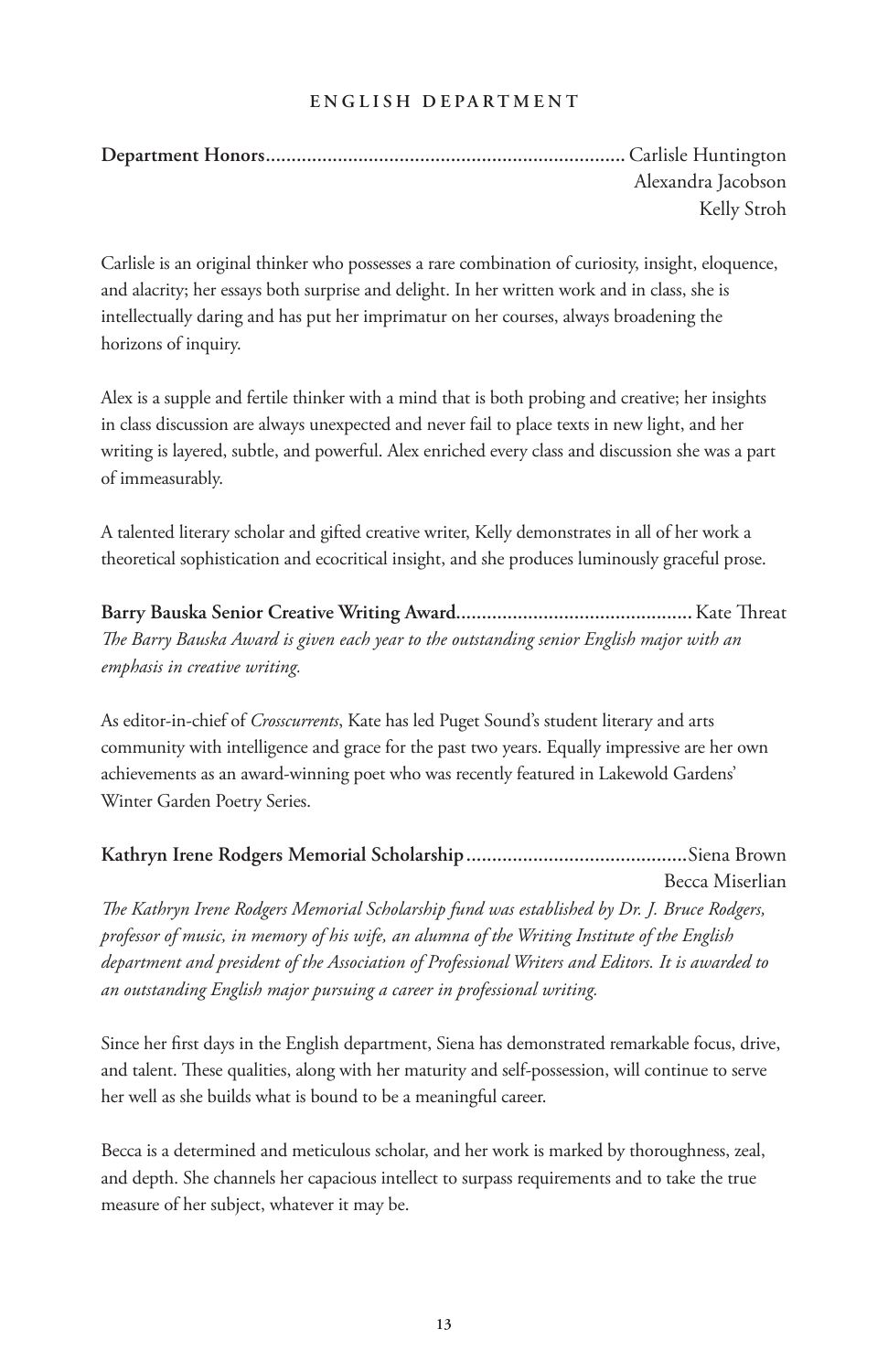## ENGLISH DEPARTMENT

**Department Honors**..................................................................... Carlisle Huntington
Alexandra Jacobson
Kelly Stroh

Carlisle is an original thinker who possesses a rare combination of curiosity, insight, eloquence, and alacrity; her essays both surprise and delight. In her written work and in class, she is intellectually daring and has put her imprimatur on her courses, always broadening the horizons of inquiry.

Alex is a supple and fertile thinker with a mind that is both probing and creative; her insights in class discussion are always unexpected and never fail to place texts in new light, and her writing is layered, subtle, and powerful. Alex enriched every class and discussion she was a part of immeasurably.

A talented literary scholar and gifted creative writer, Kelly demonstrates in all of her work a theoretical sophistication and ecocritical insight, and she produces luminously graceful prose.

**Barry Bauska Senior Creative Writing Award**............................................ Kate Threat
*The Barry Bauska Award is given each year to the outstanding senior English major with an emphasis in creative writing.*

As editor-in-chief of *Crosscurrents*, Kate has led Puget Sound's student literary and arts community with intelligence and grace for the past two years. Equally impressive are her own achievements as an award-winning poet who was recently featured in Lakewold Gardens' Winter Garden Poetry Series.

**Kathryn Irene Rodgers Memorial Scholarship**..........................................Siena Brown
Becca Miserlian
*The Kathryn Irene Rodgers Memorial Scholarship fund was established by Dr. J. Bruce Rodgers, professor of music, in memory of his wife, an alumna of the Writing Institute of the English department and president of the Association of Professional Writers and Editors. It is awarded to an outstanding English major pursuing a career in professional writing.*

Since her first days in the English department, Siena has demonstrated remarkable focus, drive, and talent. These qualities, along with her maturity and self-possession, will continue to serve her well as she builds what is bound to be a meaningful career.

Becca is a determined and meticulous scholar, and her work is marked by thoroughness, zeal, and depth. She channels her capacious intellect to surpass requirements and to take the true measure of her subject, whatever it may be.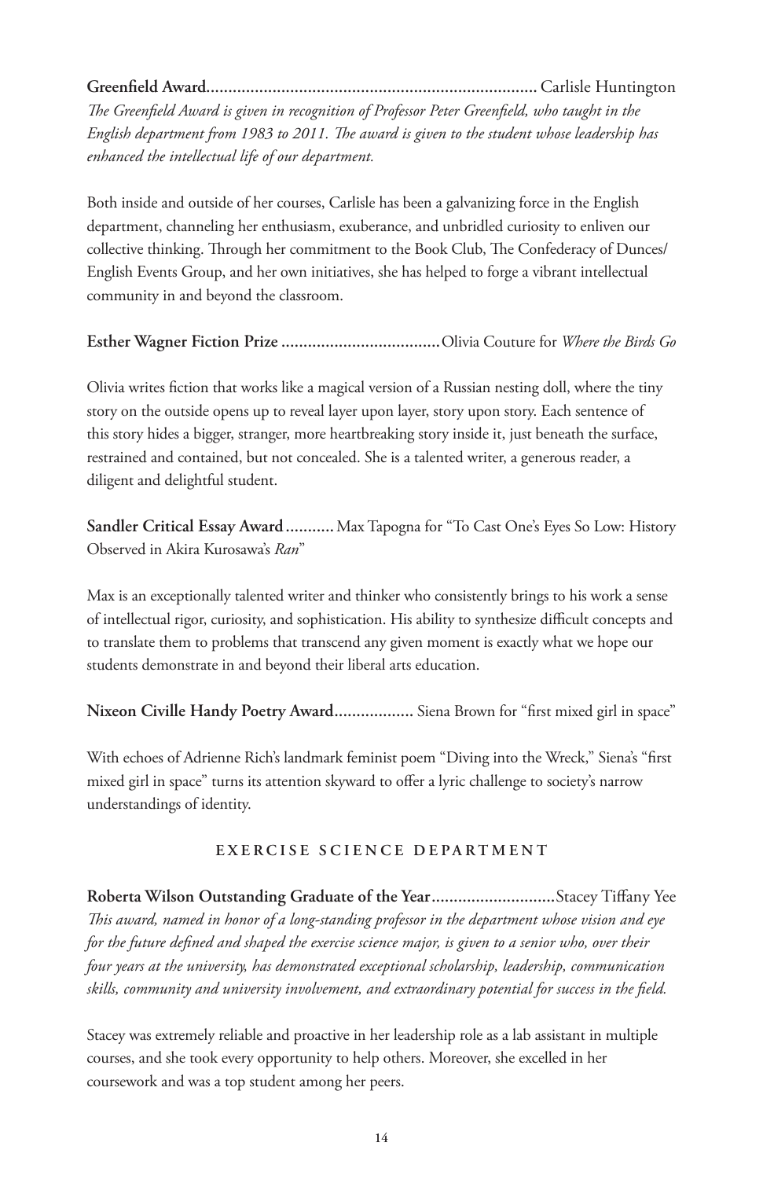**Greenfield Award**......................................................................... Carlisle Huntington
*The Greenfield Award is given in recognition of Professor Peter Greenfield, who taught in the English department from 1983 to 2011. The award is given to the student whose leadership has enhanced the intellectual life of our department.*

Both inside and outside of her courses, Carlisle has been a galvanizing force in the English department, channeling her enthusiasm, exuberance, and unbridled curiosity to enliven our collective thinking. Through her commitment to the Book Club, The Confederacy of Dunces/English Events Group, and her own initiatives, she has helped to forge a vibrant intellectual community in and beyond the classroom.

**Esther Wagner Fiction Prize** ....................................Olivia Couture for *Where the Birds Go*

Olivia writes fiction that works like a magical version of a Russian nesting doll, where the tiny story on the outside opens up to reveal layer upon layer, story upon story. Each sentence of this story hides a bigger, stranger, more heartbreaking story inside it, just beneath the surface, restrained and contained, but not concealed. She is a talented writer, a generous reader, a diligent and delightful student.

**Sandler Critical Essay Award**........... Max Tapogna for "To Cast One's Eyes So Low: History Observed in Akira Kurosawa's *Ran*"

Max is an exceptionally talented writer and thinker who consistently brings to his work a sense of intellectual rigor, curiosity, and sophistication. His ability to synthesize difficult concepts and to translate them to problems that transcend any given moment is exactly what we hope our students demonstrate in and beyond their liberal arts education.

**Nixeon Civille Handy Poetry Award**.................. Siena Brown for "first mixed girl in space"

With echoes of Adrienne Rich's landmark feminist poem "Diving into the Wreck," Siena's "first mixed girl in space" turns its attention skyward to offer a lyric challenge to society's narrow understandings of identity.

## EXERCISE SCIENCE DEPARTMENT

**Roberta Wilson Outstanding Graduate of the Year**............................Stacey Tiffany Yee
*This award, named in honor of a long-standing professor in the department whose vision and eye for the future defined and shaped the exercise science major, is given to a senior who, over their four years at the university, has demonstrated exceptional scholarship, leadership, communication skills, community and university involvement, and extraordinary potential for success in the field.*

Stacey was extremely reliable and proactive in her leadership role as a lab assistant in multiple courses, and she took every opportunity to help others. Moreover, she excelled in her coursework and was a top student among her peers.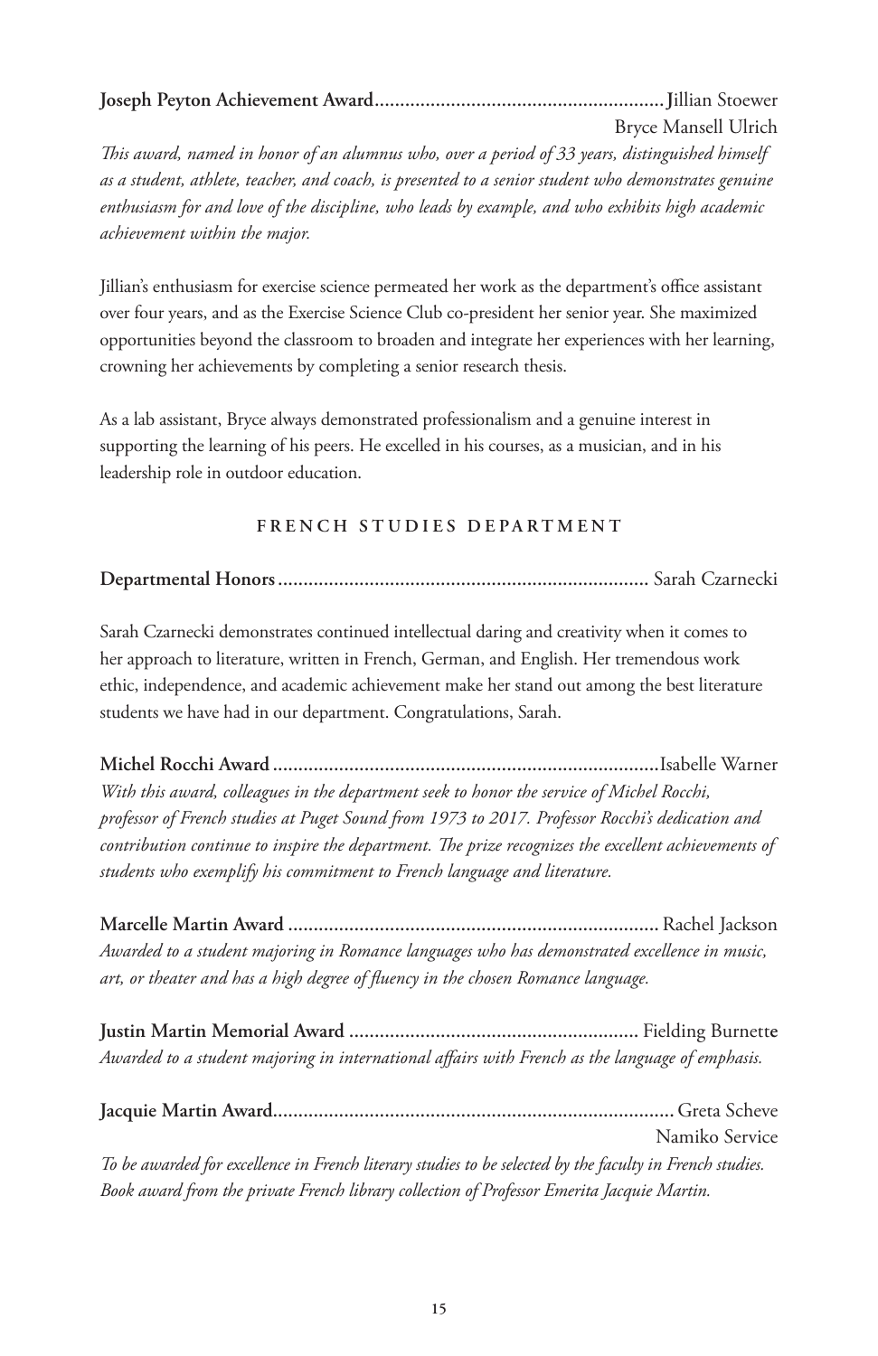**Joseph Peyton Achievement Award**........................................................ Jillian Stoewer
Bryce Mansell Ulrich

*This award, named in honor of an alumnus who, over a period of 33 years, distinguished himself as a student, athlete, teacher, and coach, is presented to a senior student who demonstrates genuine enthusiasm for and love of the discipline, who leads by example, and who exhibits high academic achievement within the major.*

Jillian's enthusiasm for exercise science permeated her work as the department's office assistant over four years, and as the Exercise Science Club co-president her senior year. She maximized opportunities beyond the classroom to broaden and integrate her experiences with her learning, crowning her achievements by completing a senior research thesis.

As a lab assistant, Bryce always demonstrated professionalism and a genuine interest in supporting the learning of his peers. He excelled in his courses, as a musician, and in his leadership role in outdoor education.

## FRENCH STUDIES DEPARTMENT

**Departmental Honors**........................................................................ Sarah Czarnecki

Sarah Czarnecki demonstrates continued intellectual daring and creativity when it comes to her approach to literature, written in French, German, and English. Her tremendous work ethic, independence, and academic achievement make her stand out among the best literature students we have had in our department. Congratulations, Sarah.

**Michel Rocchi Award**........................................................................... Isabelle Warner

*With this award, colleagues in the department seek to honor the service of Michel Rocchi, professor of French studies at Puget Sound from 1973 to 2017. Professor Rocchi's dedication and contribution continue to inspire the department. The prize recognizes the excellent achievements of students who exemplify his commitment to French language and literature.*

**Marcelle Martin Award**........................................................................ Rachel Jackson

*Awarded to a student majoring in Romance languages who has demonstrated excellence in music, art, or theater and has a high degree of fluency in the chosen Romance language.*

**Justin Martin Memorial Award**........................................................ Fielding Burnette

*Awarded to a student majoring in international affairs with French as the language of emphasis.*

**Jacquie Martin Award**.............................................................................. Greta Scheve
Namiko Service

*To be awarded for excellence in French literary studies to be selected by the faculty in French studies. Book award from the private French library collection of Professor Emerita Jacquie Martin.*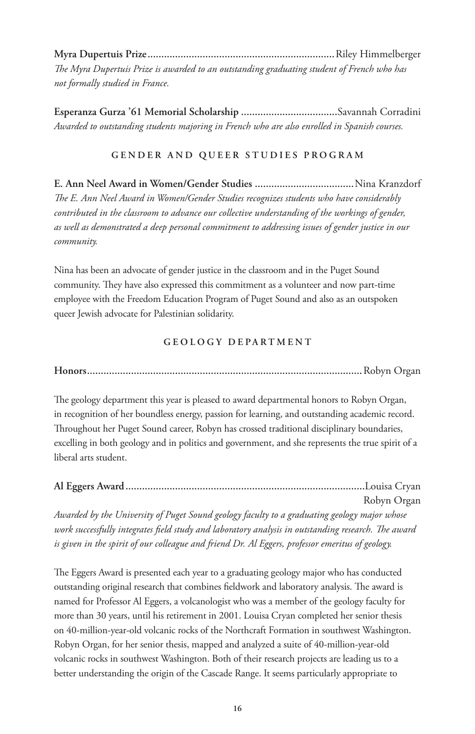**Myra Dupertuis Prize**...................................................................Riley Himmelberger
*The Myra Dupertuis Prize is awarded to an outstanding graduating student of French who has not formally studied in France.*

**Esperanza Gurza '61 Memorial Scholarship** ...................................Savannah Corradini
*Awarded to outstanding students majoring in French who are also enrolled in Spanish courses.*

## GENDER AND QUEER STUDIES PROGRAM

**E. Ann Neel Award in Women/Gender Studies** ....................................Nina Kranzdorf
*The E. Ann Neel Award in Women/Gender Studies recognizes students who have considerably contributed in the classroom to advance our collective understanding of the workings of gender, as well as demonstrated a deep personal commitment to addressing issues of gender justice in our community.*

Nina has been an advocate of gender justice in the classroom and in the Puget Sound community. They have also expressed this commitment as a volunteer and now part-time employee with the Freedom Education Program of Puget Sound and also as an outspoken queer Jewish advocate for Palestinian solidarity.

## GEOLOGY DEPARTMENT

**Honors**..................................................................................................Robyn Organ

The geology department this year is pleased to award departmental honors to Robyn Organ, in recognition of her boundless energy, passion for learning, and outstanding academic record. Throughout her Puget Sound career, Robyn has crossed traditional disciplinary boundaries, excelling in both geology and in politics and government, and she represents the true spirit of a liberal arts student.

**Al Eggers Award**......................................................................................Louisa Cryan
Robyn Organ
*Awarded by the University of Puget Sound geology faculty to a graduating geology major whose work successfully integrates field study and laboratory analysis in outstanding research. The award is given in the spirit of our colleague and friend Dr. Al Eggers, professor emeritus of geology.*

The Eggers Award is presented each year to a graduating geology major who has conducted outstanding original research that combines fieldwork and laboratory analysis. The award is named for Professor Al Eggers, a volcanologist who was a member of the geology faculty for more than 30 years, until his retirement in 2001. Louisa Cryan completed her senior thesis on 40-million-year-old volcanic rocks of the Northcraft Formation in southwest Washington. Robyn Organ, for her senior thesis, mapped and analyzed a suite of 40-million-year-old volcanic rocks in southwest Washington. Both of their research projects are leading us to a better understanding the origin of the Cascade Range. It seems particularly appropriate to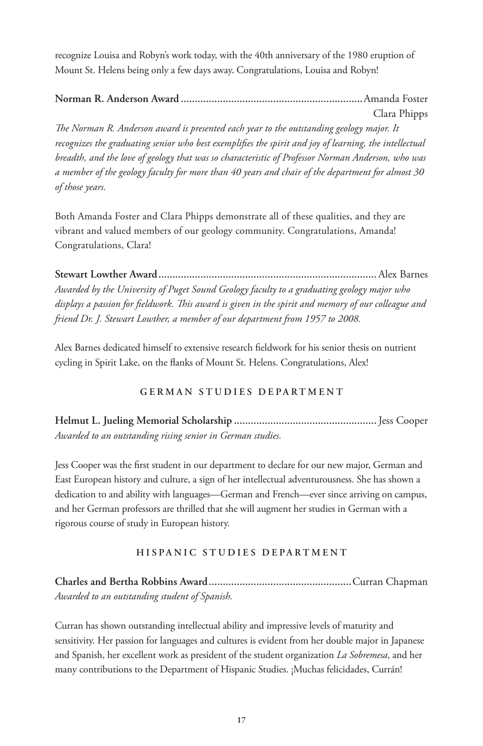recognize Louisa and Robyn's work today, with the 40th anniversary of the 1980 eruption of Mount St. Helens being only a few days away. Congratulations, Louisa and Robyn!

**Norman R. Anderson Award** ................................................................ Amanda Foster
Clara Phipps

*The Norman R. Anderson award is presented each year to the outstanding geology major. It recognizes the graduating senior who best exemplifies the spirit and joy of learning, the intellectual breadth, and the love of geology that was so characteristic of Professor Norman Anderson, who was a member of the geology faculty for more than 40 years and chair of the department for almost 30 of those years.*

Both Amanda Foster and Clara Phipps demonstrate all of these qualities, and they are vibrant and valued members of our geology community. Congratulations, Amanda! Congratulations, Clara!

**Stewart Lowther Award** ............................................................................ Alex Barnes

*Awarded by the University of Puget Sound Geology faculty to a graduating geology major who displays a passion for fieldwork. This award is given in the spirit and memory of our colleague and friend Dr. J. Stewart Lowther, a member of our department from 1957 to 2008.*

Alex Barnes dedicated himself to extensive research fieldwork for his senior thesis on nutrient cycling in Spirit Lake, on the flanks of Mount St. Helens. Congratulations, Alex!

## GERMAN STUDIES DEPARTMENT

**Helmut L. Jueling Memorial Scholarship** .................................................. Jess Cooper

*Awarded to an outstanding rising senior in German studies.*

Jess Cooper was the first student in our department to declare for our new major, German and East European history and culture, a sign of her intellectual adventurousness. She has shown a dedication to and ability with languages—German and French—ever since arriving on campus, and her German professors are thrilled that she will augment her studies in German with a rigorous course of study in European history.

## HISPANIC STUDIES DEPARTMENT

**Charles and Bertha Robbins Award** .................................................. Curran Chapman

*Awarded to an outstanding student of Spanish.*

Curran has shown outstanding intellectual ability and impressive levels of maturity and sensitivity. Her passion for languages and cultures is evident from her double major in Japanese and Spanish, her excellent work as president of the student organization *La Sobremesa*, and her many contributions to the Department of Hispanic Studies. ¡Muchas felicidades, Currán!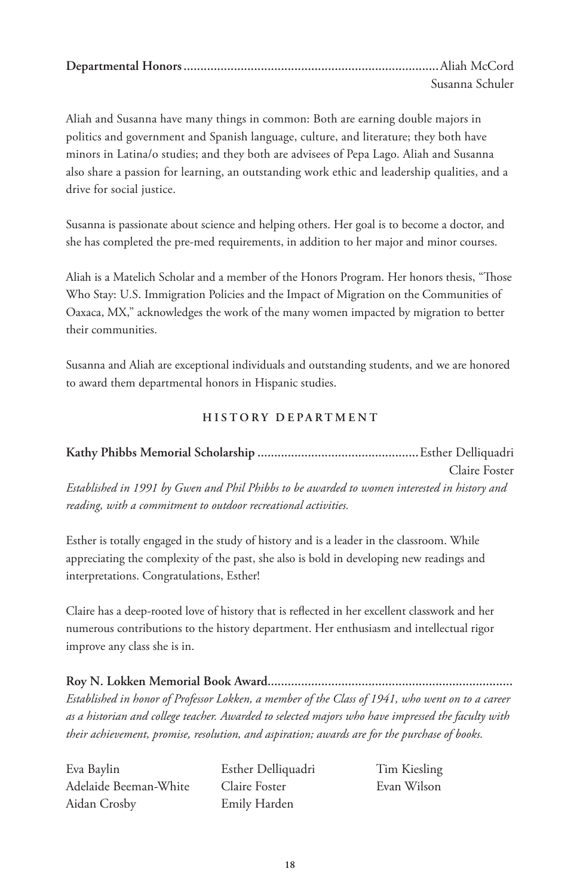**Departmental Honors** .......................................................................... Aliah McCord
Susanna Schuler

Aliah and Susanna have many things in common: Both are earning double majors in politics and government and Spanish language, culture, and literature; they both have minors in Latina/o studies; and they both are advisees of Pepa Lago. Aliah and Susanna also share a passion for learning, an outstanding work ethic and leadership qualities, and a drive for social justice.

Susanna is passionate about science and helping others. Her goal is to become a doctor, and she has completed the pre-med requirements, in addition to her major and minor courses.

Aliah is a Matelich Scholar and a member of the Honors Program. Her honors thesis, "Those Who Stay: U.S. Immigration Policies and the Impact of Migration on the Communities of Oaxaca, MX," acknowledges the work of the many women impacted by migration to better their communities.

Susanna and Aliah are exceptional individuals and outstanding students, and we are honored to award them departmental honors in Hispanic studies.

## HISTORY DEPARTMENT

**Kathy Phibbs Memorial Scholarship** ............................................... Esther Delliquadri
Claire Foster

*Established in 1991 by Gwen and Phil Phibbs to be awarded to women interested in history and reading, with a commitment to outdoor recreational activities.*

Esther is totally engaged in the study of history and is a leader in the classroom. While appreciating the complexity of the past, she also is bold in developing new readings and interpretations. Congratulations, Esther!

Claire has a deep-rooted love of history that is reflected in her excellent classwork and her numerous contributions to the history department. Her enthusiasm and intellectual rigor improve any class she is in.

**Roy N. Lokken Memorial Book Award** .......................................................................

*Established in honor of Professor Lokken, a member of the Class of 1941, who went on to a career as a historian and college teacher. Awarded to selected majors who have impressed the faculty with their achievement, promise, resolution, and aspiration; awards are for the purchase of books.*

Eva Baylin
Adelaide Beeman-White
Aidan Crosby
Esther Delliquadri
Claire Foster
Emily Harden
Tim Kiesling
Evan Wilson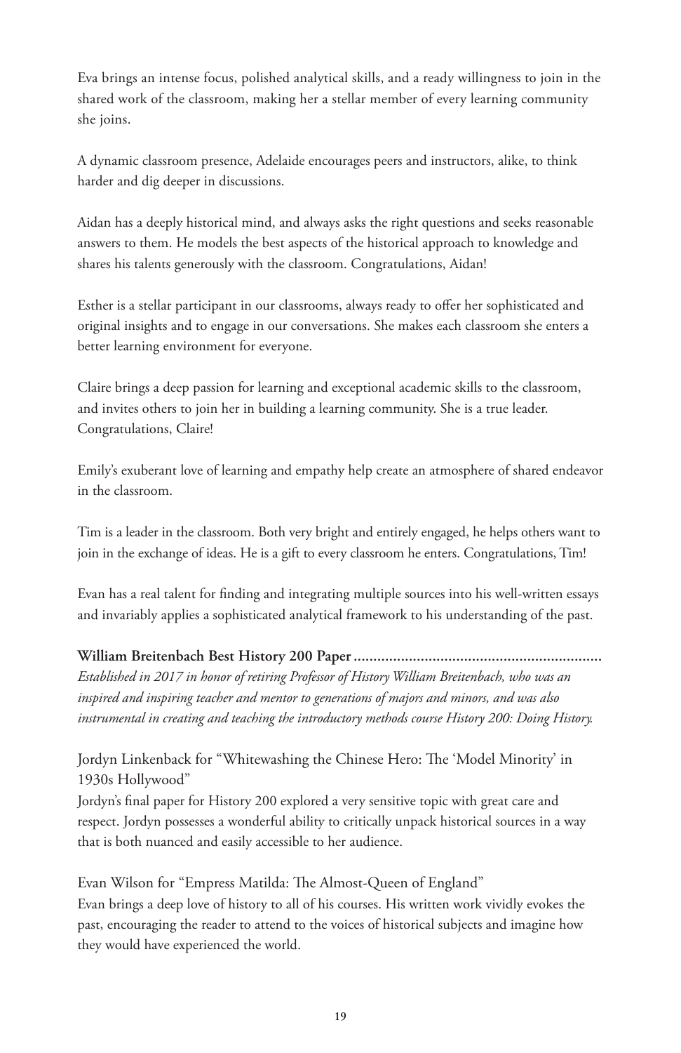Eva brings an intense focus, polished analytical skills, and a ready willingness to join in the shared work of the classroom, making her a stellar member of every learning community she joins.

A dynamic classroom presence, Adelaide encourages peers and instructors, alike, to think harder and dig deeper in discussions.

Aidan has a deeply historical mind, and always asks the right questions and seeks reasonable answers to them. He models the best aspects of the historical approach to knowledge and shares his talents generously with the classroom. Congratulations, Aidan!

Esther is a stellar participant in our classrooms, always ready to offer her sophisticated and original insights and to engage in our conversations. She makes each classroom she enters a better learning environment for everyone.

Claire brings a deep passion for learning and exceptional academic skills to the classroom, and invites others to join her in building a learning community. She is a true leader. Congratulations, Claire!

Emily's exuberant love of learning and empathy help create an atmosphere of shared endeavor in the classroom.

Tim is a leader in the classroom. Both very bright and entirely engaged, he helps others want to join in the exchange of ideas. He is a gift to every classroom he enters. Congratulations, Tim!

Evan has a real talent for finding and integrating multiple sources into his well-written essays and invariably applies a sophisticated analytical framework to his understanding of the past.

**William Breitenbach Best History 200 Paper**
*Established in 2017 in honor of retiring Professor of History William Breitenbach, who was an inspired and inspiring teacher and mentor to generations of majors and minors, and was also instrumental in creating and teaching the introductory methods course History 200: Doing History.*

Jordyn Linkenback for "Whitewashing the Chinese Hero: The 'Model Minority' in 1930s Hollywood"
Jordyn's final paper for History 200 explored a very sensitive topic with great care and respect. Jordyn possesses a wonderful ability to critically unpack historical sources in a way that is both nuanced and easily accessible to her audience.

Evan Wilson for "Empress Matilda: The Almost-Queen of England"
Evan brings a deep love of history to all of his courses. His written work vividly evokes the past, encouraging the reader to attend to the voices of historical subjects and imagine how they would have experienced the world.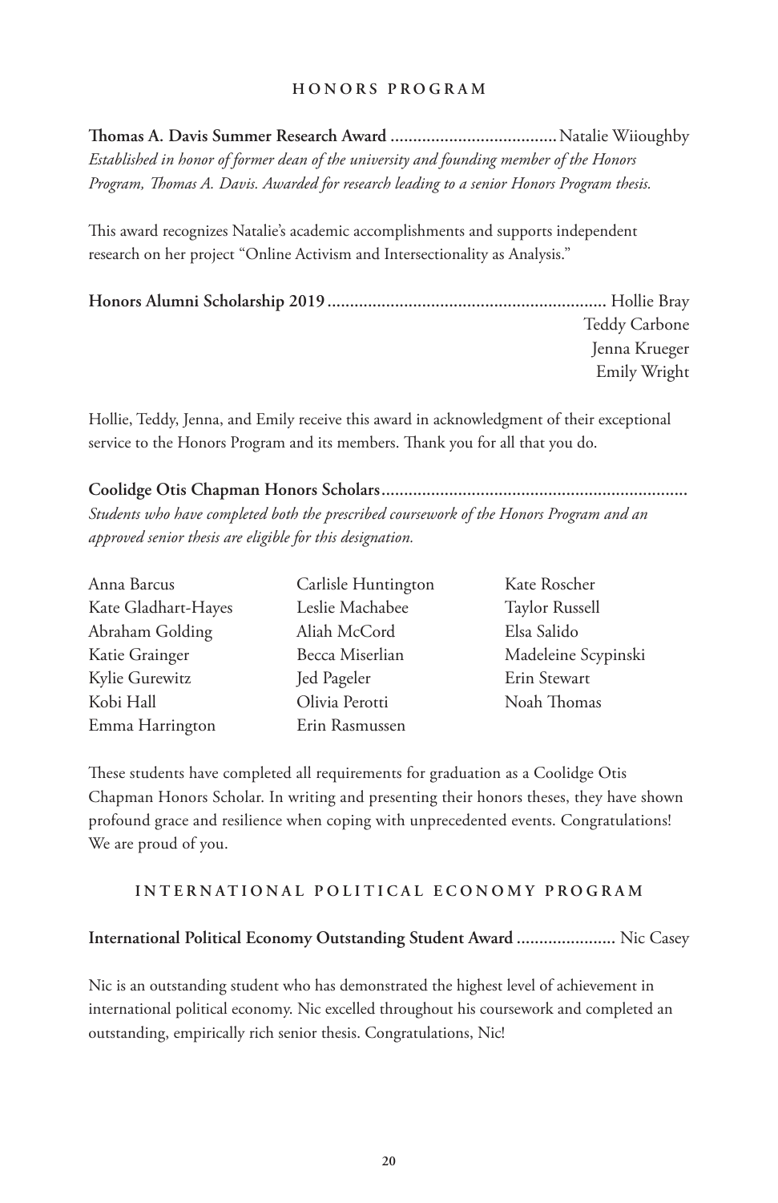## HONORS PROGRAM

**Thomas A. Davis Summer Research Award** ..................................... Natalie Wiioughby
*Established in honor of former dean of the university and founding member of the Honors Program, Thomas A. Davis. Awarded for research leading to a senior Honors Program thesis.*

This award recognizes Natalie's academic accomplishments and supports independent research on her project "Online Activism and Intersectionality as Analysis."

**Honors Alumni Scholarship 2019** ............................................................ Hollie Bray
Teddy Carbone
Jenna Krueger
Emily Wright

Hollie, Teddy, Jenna, and Emily receive this award in acknowledgment of their exceptional service to the Honors Program and its members. Thank you for all that you do.

**Coolidge Otis Chapman Honors Scholars**....................................................................
*Students who have completed both the prescribed coursework of the Honors Program and an approved senior thesis are eligible for this designation.*

Anna Barcus
Kate Gladhart-Hayes
Abraham Golding
Katie Grainger
Kylie Gurewitz
Kobi Hall
Emma Harrington
Carlisle Huntington
Leslie Machabee
Aliah McCord
Becca Miserlian
Jed Pageler
Olivia Perotti
Erin Rasmussen
Kate Roscher
Taylor Russell
Elsa Salido
Madeleine Scypinski
Erin Stewart
Noah Thomas

These students have completed all requirements for graduation as a Coolidge Otis Chapman Honors Scholar. In writing and presenting their honors theses, they have shown profound grace and resilience when coping with unprecedented events. Congratulations! We are proud of you.

## INTERNATIONAL POLITICAL ECONOMY PROGRAM

**International Political Economy Outstanding Student Award** ...................... Nic Casey

Nic is an outstanding student who has demonstrated the highest level of achievement in international political economy. Nic excelled throughout his coursework and completed an outstanding, empirically rich senior thesis. Congratulations, Nic!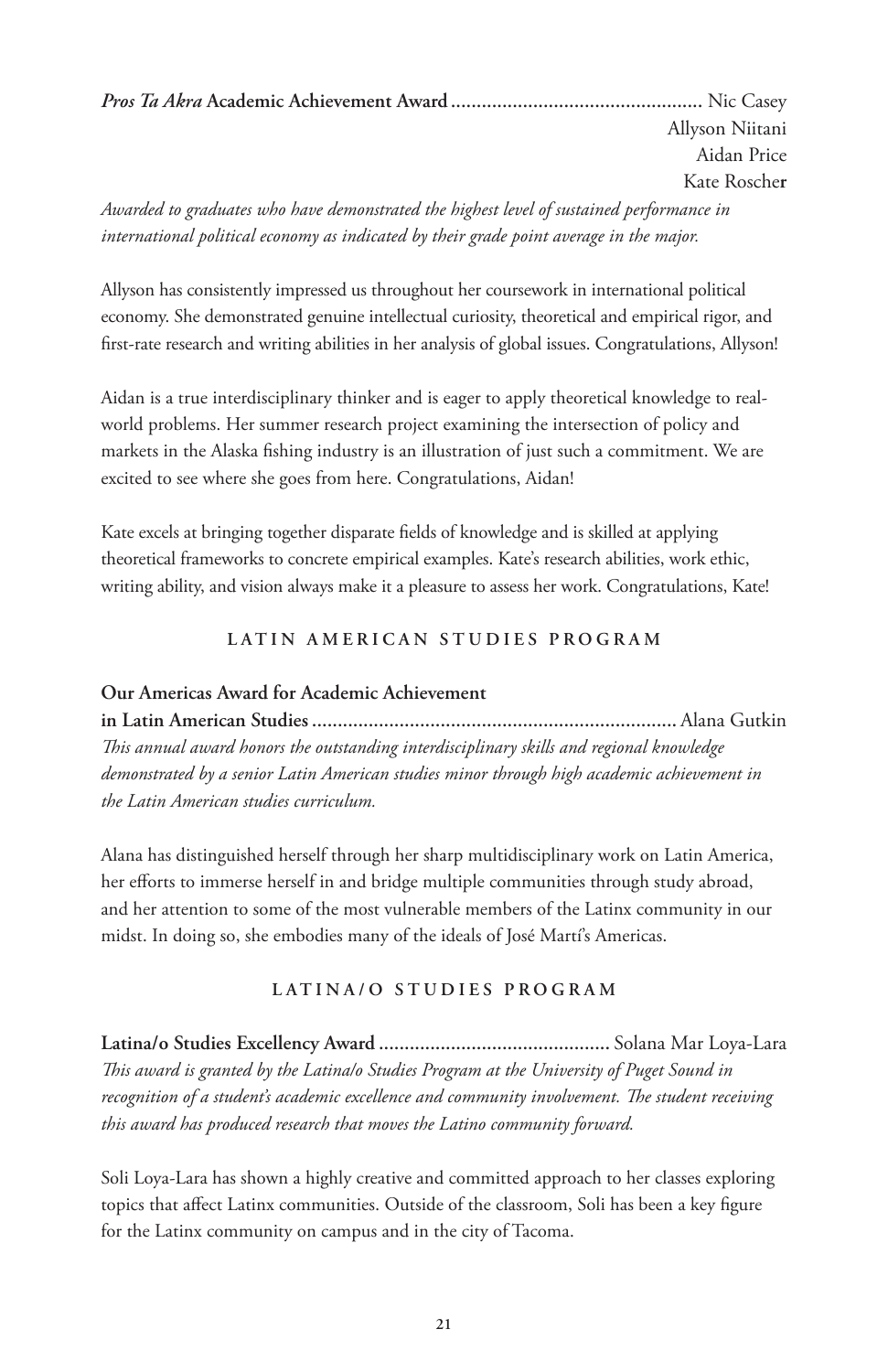***Pros Ta Akra* Academic Achievement Award** ................................................ Nic Casey
Allyson Niitani
Aidan Price
Kate Roscher

*Awarded to graduates who have demonstrated the highest level of sustained performance in international political economy as indicated by their grade point average in the major.*

Allyson has consistently impressed us throughout her coursework in international political economy. She demonstrated genuine intellectual curiosity, theoretical and empirical rigor, and first-rate research and writing abilities in her analysis of global issues. Congratulations, Allyson!

Aidan is a true interdisciplinary thinker and is eager to apply theoretical knowledge to real-world problems. Her summer research project examining the intersection of policy and markets in the Alaska fishing industry is an illustration of just such a commitment. We are excited to see where she goes from here. Congratulations, Aidan!

Kate excels at bringing together disparate fields of knowledge and is skilled at applying theoretical frameworks to concrete empirical examples. Kate's research abilities, work ethic, writing ability, and vision always make it a pleasure to assess her work. Congratulations, Kate!

## LATIN AMERICAN STUDIES PROGRAM

**Our Americas Award for Academic Achievement in Latin American Studies** ...................................................................... Alana Gutkin

*This annual award honors the outstanding interdisciplinary skills and regional knowledge demonstrated by a senior Latin American studies minor through high academic achievement in the Latin American studies curriculum.*

Alana has distinguished herself through her sharp multidisciplinary work on Latin America, her efforts to immerse herself in and bridge multiple communities through study abroad, and her attention to some of the most vulnerable members of the Latinx community in our midst. In doing so, she embodies many of the ideals of José Martí's Americas.

## LATINA/O STUDIES PROGRAM

**Latina/o Studies Excellency Award** ............................................ Solana Mar Loya-Lara

*This award is granted by the Latina/o Studies Program at the University of Puget Sound in recognition of a student's academic excellence and community involvement. The student receiving this award has produced research that moves the Latino community forward.*

Soli Loya-Lara has shown a highly creative and committed approach to her classes exploring topics that affect Latinx communities. Outside of the classroom, Soli has been a key figure for the Latinx community on campus and in the city of Tacoma.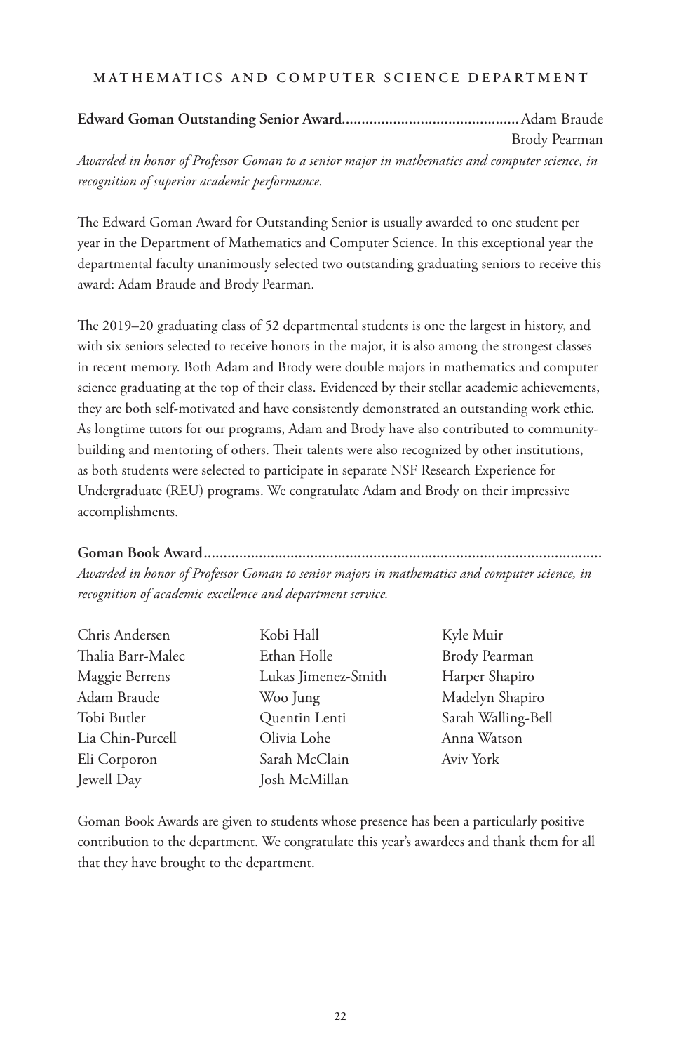## MATHEMATICS AND COMPUTER SCIENCE DEPARTMENT

**Edward Goman Outstanding Senior Award**............................................Adam Braude
Brody Pearman

*Awarded in honor of Professor Goman to a senior major in mathematics and computer science, in recognition of superior academic performance.*

The Edward Goman Award for Outstanding Senior is usually awarded to one student per year in the Department of Mathematics and Computer Science. In this exceptional year the departmental faculty unanimously selected two outstanding graduating seniors to receive this award: Adam Braude and Brody Pearman.

The 2019–20 graduating class of 52 departmental students is one the largest in history, and with six seniors selected to receive honors in the major, it is also among the strongest classes in recent memory. Both Adam and Brody were double majors in mathematics and computer science graduating at the top of their class. Evidenced by their stellar academic achievements, they are both self-motivated and have consistently demonstrated an outstanding work ethic. As longtime tutors for our programs, Adam and Brody have also contributed to community-building and mentoring of others. Their talents were also recognized by other institutions, as both students were selected to participate in separate NSF Research Experience for Undergraduate (REU) programs. We congratulate Adam and Brody on their impressive accomplishments.

**Goman Book Award**...................................................................................................

*Awarded in honor of Professor Goman to senior majors in mathematics and computer science, in recognition of academic excellence and department service.*

Chris Andersen
Thalia Barr-Malec
Maggie Berrens
Adam Braude
Tobi Butler
Lia Chin-Purcell
Eli Corporon
Jewell Day
Kobi Hall
Ethan Holle
Lukas Jimenez-Smith
Woo Jung
Quentin Lenti
Olivia Lohe
Sarah McClain
Josh McMillan
Kyle Muir
Brody Pearman
Harper Shapiro
Madelyn Shapiro
Sarah Walling-Bell
Anna Watson
Aviv York

Goman Book Awards are given to students whose presence has been a particularly positive contribution to the department. We congratulate this year's awardees and thank them for all that they have brought to the department.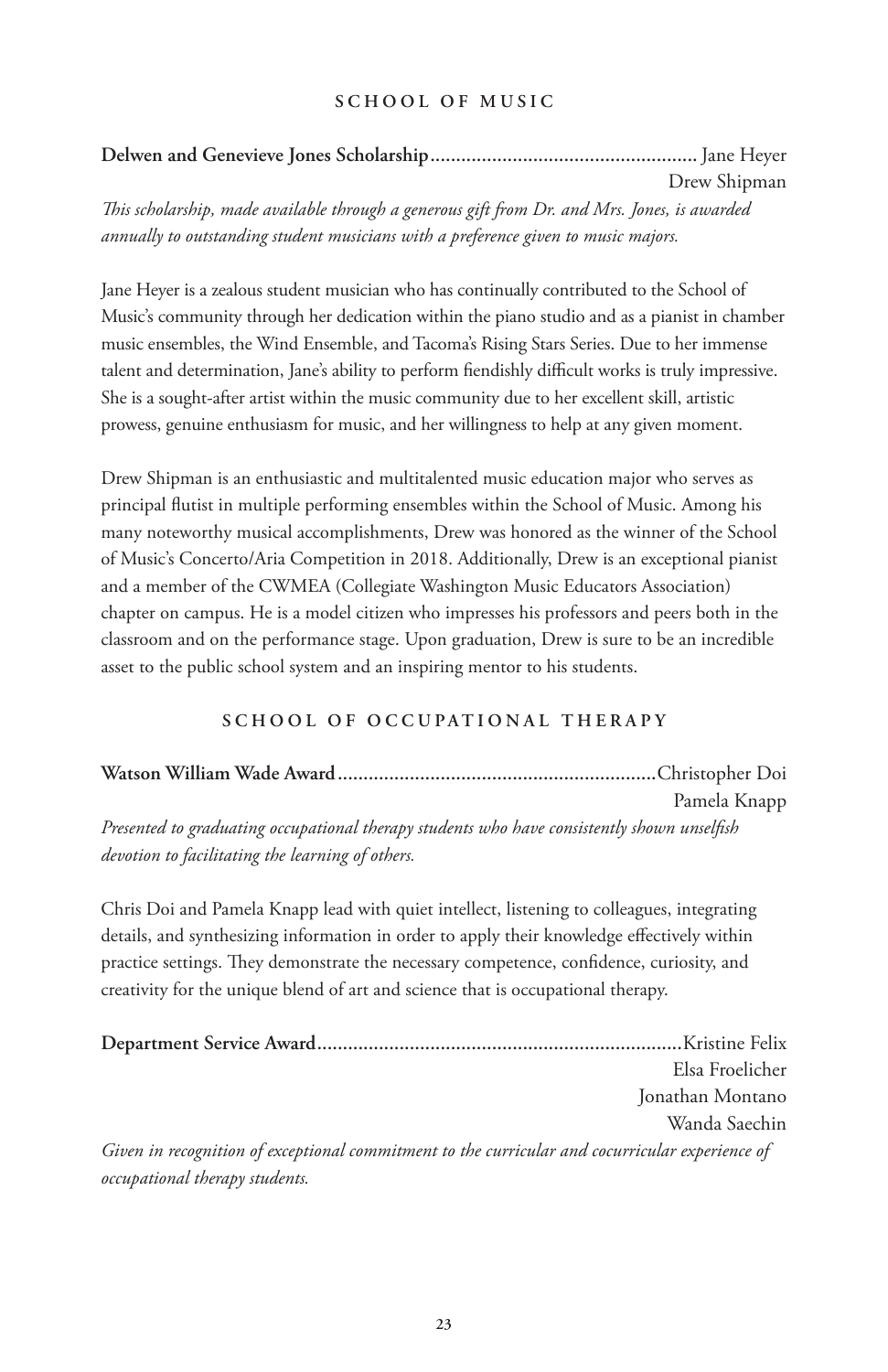## SCHOOL OF MUSIC

**Delwen and Genevieve Jones Scholarship**.................................................... Jane Heyer
Drew Shipman

*This scholarship, made available through a generous gift from Dr. and Mrs. Jones, is awarded annually to outstanding student musicians with a preference given to music majors.*

Jane Heyer is a zealous student musician who has continually contributed to the School of Music's community through her dedication within the piano studio and as a pianist in chamber music ensembles, the Wind Ensemble, and Tacoma's Rising Stars Series. Due to her immense talent and determination, Jane's ability to perform fiendishly difficult works is truly impressive. She is a sought-after artist within the music community due to her excellent skill, artistic prowess, genuine enthusiasm for music, and her willingness to help at any given moment.

Drew Shipman is an enthusiastic and multitalented music education major who serves as principal flutist in multiple performing ensembles within the School of Music. Among his many noteworthy musical accomplishments, Drew was honored as the winner of the School of Music's Concerto/Aria Competition in 2018. Additionally, Drew is an exceptional pianist and a member of the CWMEA (Collegiate Washington Music Educators Association) chapter on campus. He is a model citizen who impresses his professors and peers both in the classroom and on the performance stage. Upon graduation, Drew is sure to be an incredible asset to the public school system and an inspiring mentor to his students.

## SCHOOL OF OCCUPATIONAL THERAPY

**Watson William Wade Award**..............................................................Christopher Doi
Pamela Knapp

*Presented to graduating occupational therapy students who have consistently shown unselfish devotion to facilitating the learning of others.*

Chris Doi and Pamela Knapp lead with quiet intellect, listening to colleagues, integrating details, and synthesizing information in order to apply their knowledge effectively within practice settings. They demonstrate the necessary competence, confidence, curiosity, and creativity for the unique blend of art and science that is occupational therapy.

**Department Service Award**.......................................................................Kristine Felix
Elsa Froelicher
Jonathan Montano
Wanda Saechin

*Given in recognition of exceptional commitment to the curricular and cocurricular experience of occupational therapy students.*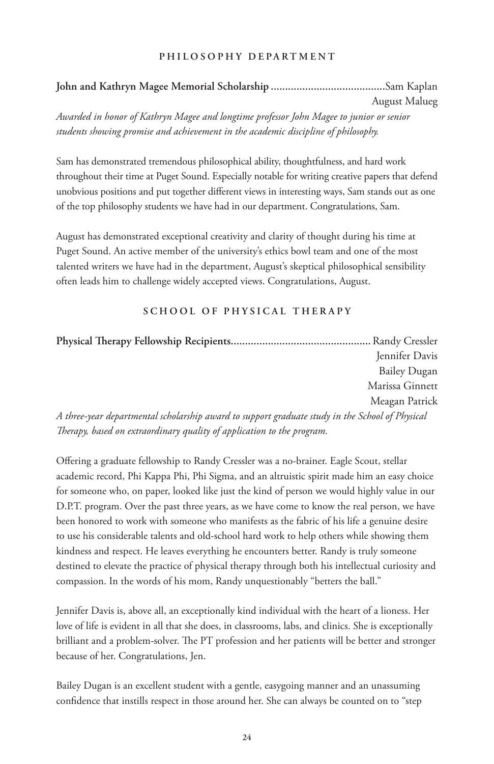## PHILOSOPHY DEPARTMENT

**John and Kathryn Magee Memorial Scholarship** ........................................ Sam Kaplan
August Malueg

*Awarded in honor of Kathryn Magee and longtime professor John Magee to junior or senior students showing promise and achievement in the academic discipline of philosophy.*

Sam has demonstrated tremendous philosophical ability, thoughtfulness, and hard work throughout their time at Puget Sound. Especially notable for writing creative papers that defend unobvious positions and put together different views in interesting ways, Sam stands out as one of the top philosophy students we have had in our department. Congratulations, Sam.

August has demonstrated exceptional creativity and clarity of thought during his time at Puget Sound. An active member of the university's ethics bowl team and one of the most talented writers we have had in the department, August's skeptical philosophical sensibility often leads him to challenge widely accepted views. Congratulations, August.

## SCHOOL OF PHYSICAL THERAPY

**Physical Therapy Fellowship Recipients**................................................ Randy Cressler
Jennifer Davis
Bailey Dugan
Marissa Ginnett
Meagan Patrick

*A three-year departmental scholarship award to support graduate study in the School of Physical Therapy, based on extraordinary quality of application to the program.*

Offering a graduate fellowship to Randy Cressler was a no-brainer. Eagle Scout, stellar academic record, Phi Kappa Phi, Phi Sigma, and an altruistic spirit made him an easy choice for someone who, on paper, looked like just the kind of person we would highly value in our D.P.T. program. Over the past three years, as we have come to know the real person, we have been honored to work with someone who manifests as the fabric of his life a genuine desire to use his considerable talents and old-school hard work to help others while showing them kindness and respect. He leaves everything he encounters better. Randy is truly someone destined to elevate the practice of physical therapy through both his intellectual curiosity and compassion. In the words of his mom, Randy unquestionably "betters the ball."

Jennifer Davis is, above all, an exceptionally kind individual with the heart of a lioness. Her love of life is evident in all that she does, in classrooms, labs, and clinics. She is exceptionally brilliant and a problem-solver. The PT profession and her patients will be better and stronger because of her. Congratulations, Jen.

Bailey Dugan is an excellent student with a gentle, easygoing manner and an unassuming confidence that instills respect in those around her. She can always be counted on to "step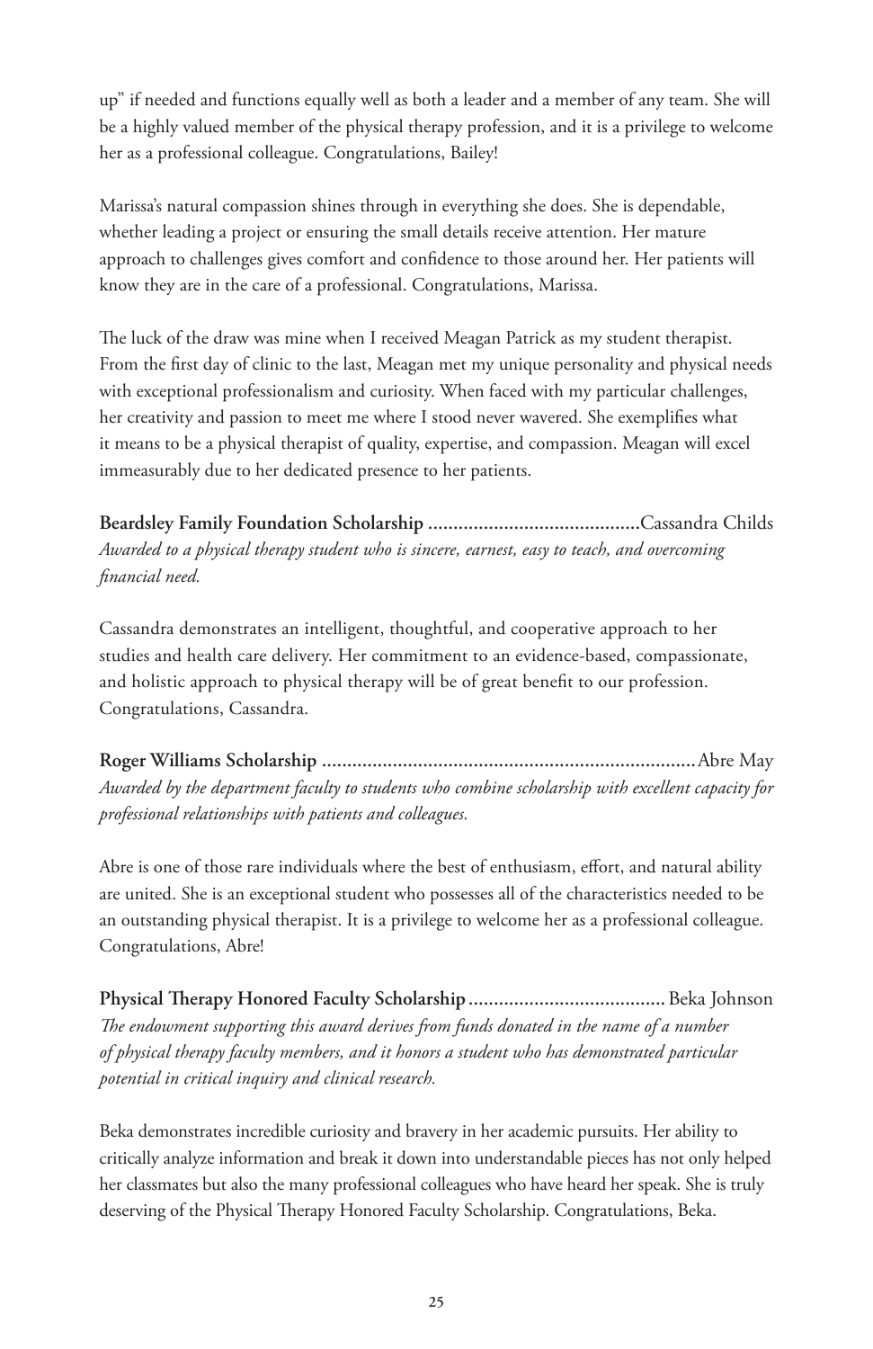up" if needed and functions equally well as both a leader and a member of any team. She will be a highly valued member of the physical therapy profession, and it is a privilege to welcome her as a professional colleague. Congratulations, Bailey!

Marissa's natural compassion shines through in everything she does. She is dependable, whether leading a project or ensuring the small details receive attention. Her mature approach to challenges gives comfort and confidence to those around her. Her patients will know they are in the care of a professional. Congratulations, Marissa.

The luck of the draw was mine when I received Meagan Patrick as my student therapist. From the first day of clinic to the last, Meagan met my unique personality and physical needs with exceptional professionalism and curiosity. When faced with my particular challenges, her creativity and passion to meet me where I stood never wavered. She exemplifies what it means to be a physical therapist of quality, expertise, and compassion. Meagan will excel immeasurably due to her dedicated presence to her patients.

**Beardsley Family Foundation Scholarship** .......................................... Cassandra Childs
*Awarded to a physical therapy student who is sincere, earnest, easy to teach, and overcoming financial need.*

Cassandra demonstrates an intelligent, thoughtful, and cooperative approach to her studies and health care delivery. Her commitment to an evidence-based, compassionate, and holistic approach to physical therapy will be of great benefit to our profession. Congratulations, Cassandra.

**Roger Williams Scholarship** .......................................................................... Abre May
*Awarded by the department faculty to students who combine scholarship with excellent capacity for professional relationships with patients and colleagues.*

Abre is one of those rare individuals where the best of enthusiasm, effort, and natural ability are united. She is an exceptional student who possesses all of the characteristics needed to be an outstanding physical therapist. It is a privilege to welcome her as a professional colleague. Congratulations, Abre!

**Physical Therapy Honored Faculty Scholarship** ....................................... Beka Johnson
*The endowment supporting this award derives from funds donated in the name of a number of physical therapy faculty members, and it honors a student who has demonstrated particular potential in critical inquiry and clinical research.*

Beka demonstrates incredible curiosity and bravery in her academic pursuits. Her ability to critically analyze information and break it down into understandable pieces has not only helped her classmates but also the many professional colleagues who have heard her speak. She is truly deserving of the Physical Therapy Honored Faculty Scholarship. Congratulations, Beka.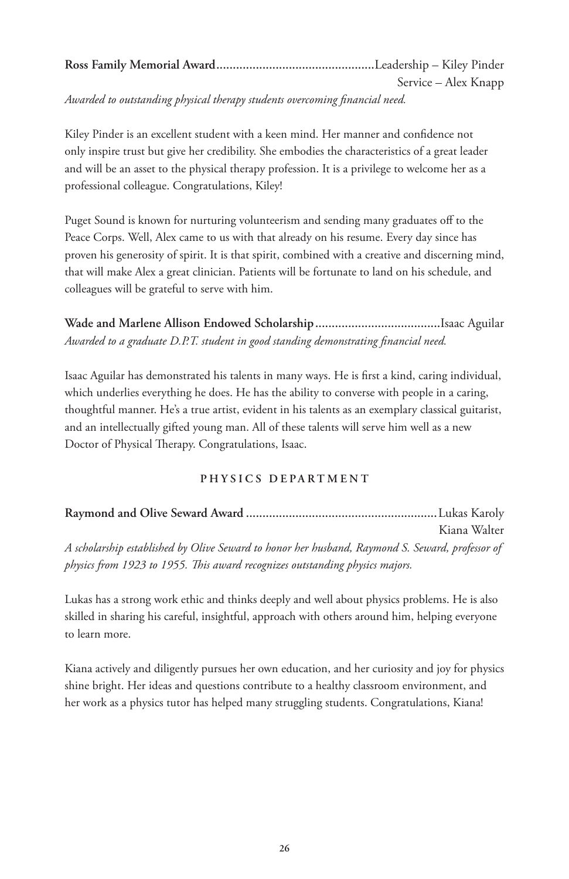**Ross Family Memorial Award**................................................Leadership – Kiley Pinder
Service – Alex Knapp

*Awarded to outstanding physical therapy students overcoming financial need.*

Kiley Pinder is an excellent student with a keen mind. Her manner and confidence not only inspire trust but give her credibility. She embodies the characteristics of a great leader and will be an asset to the physical therapy profession. It is a privilege to welcome her as a professional colleague. Congratulations, Kiley!

Puget Sound is known for nurturing volunteerism and sending many graduates off to the Peace Corps. Well, Alex came to us with that already on his resume. Every day since has proven his generosity of spirit. It is that spirit, combined with a creative and discerning mind, that will make Alex a great clinician. Patients will be fortunate to land on his schedule, and colleagues will be grateful to serve with him.

**Wade and Marlene Allison Endowed Scholarship**......................................Isaac Aguilar

*Awarded to a graduate D.P.T. student in good standing demonstrating financial need.*

Isaac Aguilar has demonstrated his talents in many ways. He is first a kind, caring individual, which underlies everything he does. He has the ability to converse with people in a caring, thoughtful manner. He's a true artist, evident in his talents as an exemplary classical guitarist, and an intellectually gifted young man. All of these talents will serve him well as a new Doctor of Physical Therapy. Congratulations, Isaac.

## PHYSICS DEPARTMENT

**Raymond and Olive Seward Award**..........................................................Lukas Karoly
Kiana Walter

*A scholarship established by Olive Seward to honor her husband, Raymond S. Seward, professor of physics from 1923 to 1955. This award recognizes outstanding physics majors.*

Lukas has a strong work ethic and thinks deeply and well about physics problems. He is also skilled in sharing his careful, insightful, approach with others around him, helping everyone to learn more.

Kiana actively and diligently pursues her own education, and her curiosity and joy for physics shine bright. Her ideas and questions contribute to a healthy classroom environment, and her work as a physics tutor has helped many struggling students. Congratulations, Kiana!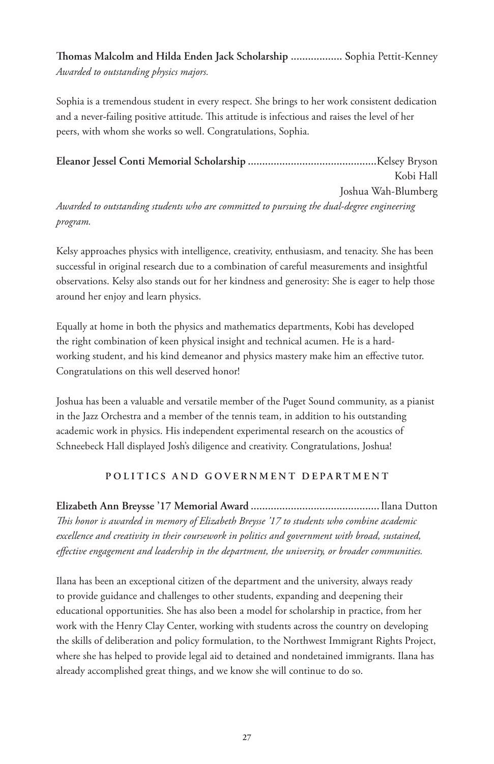**Thomas Malcolm and Hilda Enden Jack Scholarship ..................** Sophia Pettit-Kenney
*Awarded to outstanding physics majors.*

Sophia is a tremendous student in every respect. She brings to her work consistent dedication and a never-failing positive attitude. This attitude is infectious and raises the level of her peers, with whom she works so well. Congratulations, Sophia.

**Eleanor Jessel Conti Memorial Scholarship .............................................**Kelsey Bryson
Kobi Hall
Joshua Wah-Blumberg
*Awarded to outstanding students who are committed to pursuing the dual-degree engineering program.*

Kelsy approaches physics with intelligence, creativity, enthusiasm, and tenacity. She has been successful in original research due to a combination of careful measurements and insightful observations. Kelsy also stands out for her kindness and generosity: She is eager to help those around her enjoy and learn physics.

Equally at home in both the physics and mathematics departments, Kobi has developed the right combination of keen physical insight and technical acumen. He is a hard-working student, and his kind demeanor and physics mastery make him an effective tutor. Congratulations on this well deserved honor!

Joshua has been a valuable and versatile member of the Puget Sound community, as a pianist in the Jazz Orchestra and a member of the tennis team, in addition to his outstanding academic work in physics. His independent experimental research on the acoustics of Schneebeck Hall displayed Josh's diligence and creativity. Congratulations, Joshua!

## POLITICS AND GOVERNMENT DEPARTMENT

**Elizabeth Ann Breysse '17 Memorial Award .............................................** Ilana Dutton
*This honor is awarded in memory of Elizabeth Breysse '17 to students who combine academic excellence and creativity in their coursework in politics and government with broad, sustained, effective engagement and leadership in the department, the university, or broader communities.*

Ilana has been an exceptional citizen of the department and the university, always ready to provide guidance and challenges to other students, expanding and deepening their educational opportunities. She has also been a model for scholarship in practice, from her work with the Henry Clay Center, working with students across the country on developing the skills of deliberation and policy formulation, to the Northwest Immigrant Rights Project, where she has helped to provide legal aid to detained and nondetained immigrants. Ilana has already accomplished great things, and we know she will continue to do so.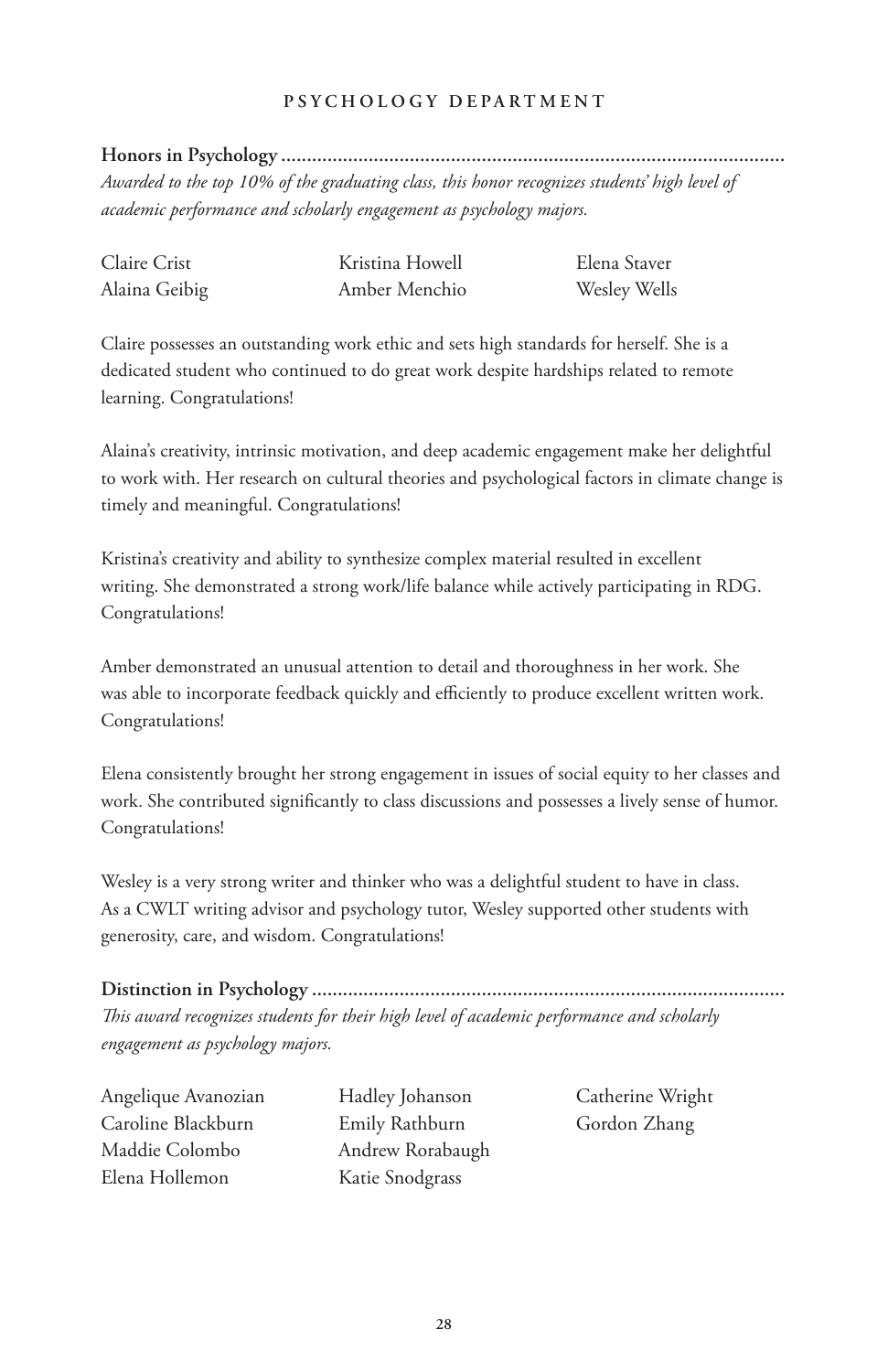## PSYCHOLOGY DEPARTMENT

**Honors in Psychology**

*Awarded to the top 10% of the graduating class, this honor recognizes students' high level of academic performance and scholarly engagement as psychology majors.*

Claire Crist
Alaina Geibig
Kristina Howell
Amber Menchio
Elena Staver
Wesley Wells

Claire possesses an outstanding work ethic and sets high standards for herself. She is a dedicated student who continued to do great work despite hardships related to remote learning. Congratulations!

Alaina's creativity, intrinsic motivation, and deep academic engagement make her delightful to work with. Her research on cultural theories and psychological factors in climate change is timely and meaningful. Congratulations!

Kristina's creativity and ability to synthesize complex material resulted in excellent writing. She demonstrated a strong work/life balance while actively participating in RDG. Congratulations!

Amber demonstrated an unusual attention to detail and thoroughness in her work. She was able to incorporate feedback quickly and efficiently to produce excellent written work. Congratulations!

Elena consistently brought her strong engagement in issues of social equity to her classes and work. She contributed significantly to class discussions and possesses a lively sense of humor. Congratulations!

Wesley is a very strong writer and thinker who was a delightful student to have in class. As a CWLT writing advisor and psychology tutor, Wesley supported other students with generosity, care, and wisdom. Congratulations!

**Distinction in Psychology**

*This award recognizes students for their high level of academic performance and scholarly engagement as psychology majors.*

Angelique Avanozian
Caroline Blackburn
Maddie Colombo
Elena Hollemon
Hadley Johanson
Emily Rathburn
Andrew Rorabaugh
Katie Snodgrass
Catherine Wright
Gordon Zhang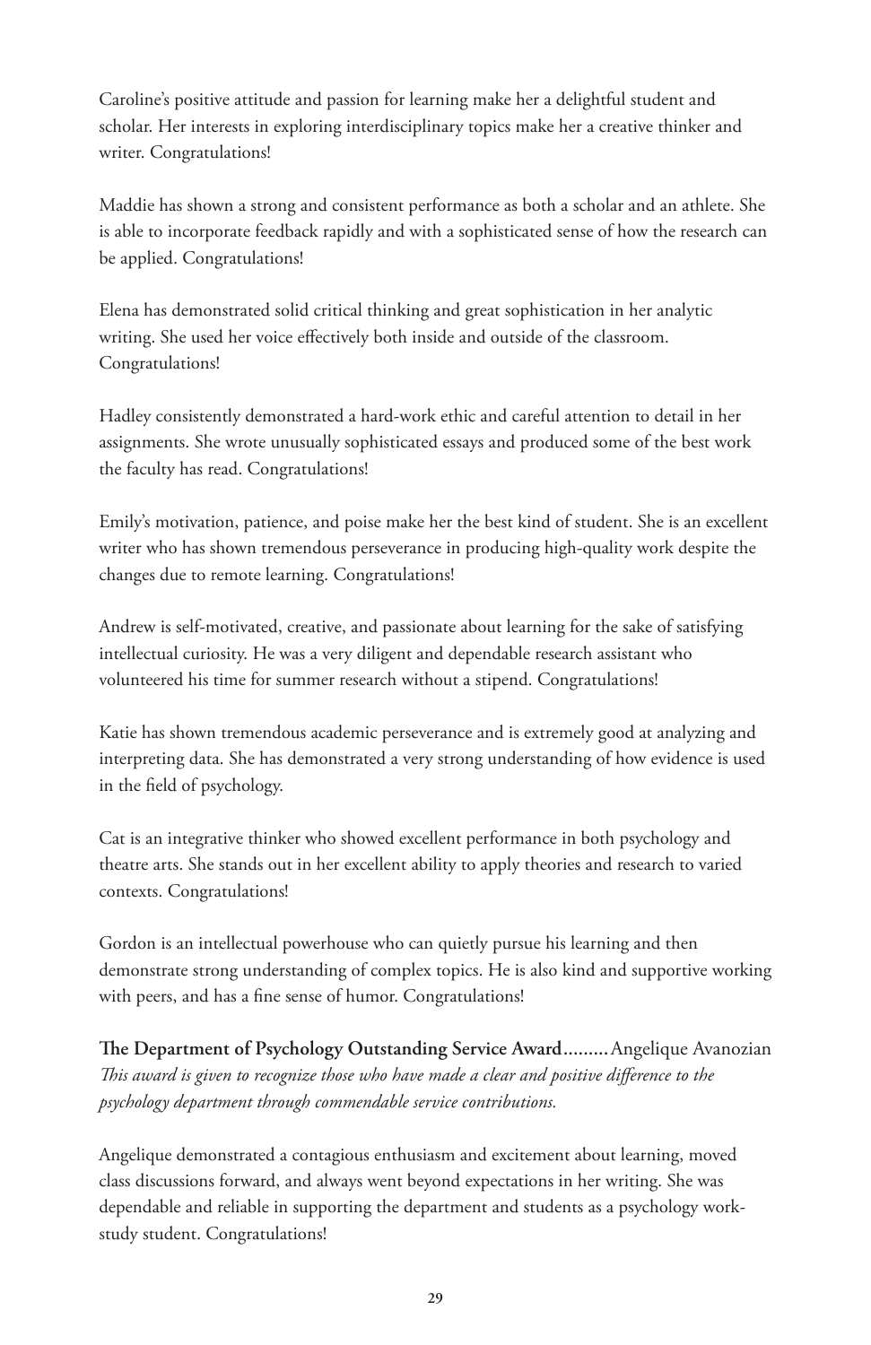Caroline's positive attitude and passion for learning make her a delightful student and scholar. Her interests in exploring interdisciplinary topics make her a creative thinker and writer. Congratulations!

Maddie has shown a strong and consistent performance as both a scholar and an athlete. She is able to incorporate feedback rapidly and with a sophisticated sense of how the research can be applied. Congratulations!

Elena has demonstrated solid critical thinking and great sophistication in her analytic writing. She used her voice effectively both inside and outside of the classroom. Congratulations!

Hadley consistently demonstrated a hard-work ethic and careful attention to detail in her assignments. She wrote unusually sophisticated essays and produced some of the best work the faculty has read. Congratulations!

Emily's motivation, patience, and poise make her the best kind of student. She is an excellent writer who has shown tremendous perseverance in producing high-quality work despite the changes due to remote learning. Congratulations!

Andrew is self-motivated, creative, and passionate about learning for the sake of satisfying intellectual curiosity. He was a very diligent and dependable research assistant who volunteered his time for summer research without a stipend. Congratulations!

Katie has shown tremendous academic perseverance and is extremely good at analyzing and interpreting data. She has demonstrated a very strong understanding of how evidence is used in the field of psychology.

Cat is an integrative thinker who showed excellent performance in both psychology and theatre arts. She stands out in her excellent ability to apply theories and research to varied contexts. Congratulations!

Gordon is an intellectual powerhouse who can quietly pursue his learning and then demonstrate strong understanding of complex topics. He is also kind and supportive working with peers, and has a fine sense of humor. Congratulations!

**The Department of Psychology Outstanding Service Award.........** Angelique Avanozian
*This award is given to recognize those who have made a clear and positive difference to the psychology department through commendable service contributions.*

Angelique demonstrated a contagious enthusiasm and excitement about learning, moved class discussions forward, and always went beyond expectations in her writing. She was dependable and reliable in supporting the department and students as a psychology work-study student. Congratulations!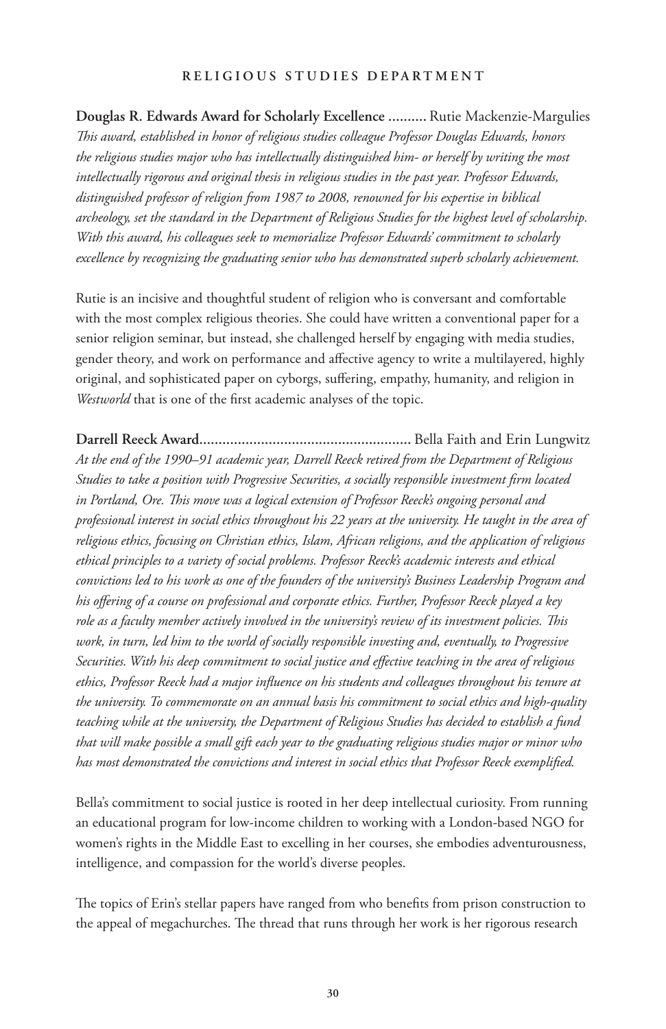## RELIGIOUS STUDIES DEPARTMENT

**Douglas R. Edwards Award for Scholarly Excellence ..........** Rutie Mackenzie-Margulies
*This award, established in honor of religious studies colleague Professor Douglas Edwards, honors the religious studies major who has intellectually distinguished him- or herself by writing the most intellectually rigorous and original thesis in religious studies in the past year. Professor Edwards, distinguished professor of religion from 1987 to 2008, renowned for his expertise in biblical archeology, set the standard in the Department of Religious Studies for the highest level of scholarship. With this award, his colleagues seek to memorialize Professor Edwards' commitment to scholarly excellence by recognizing the graduating senior who has demonstrated superb scholarly achievement.*

Rutie is an incisive and thoughtful student of religion who is conversant and comfortable with the most complex religious theories. She could have written a conventional paper for a senior religion seminar, but instead, she challenged herself by engaging with media studies, gender theory, and work on performance and affective agency to write a multilayered, highly original, and sophisticated paper on cyborgs, suffering, empathy, humanity, and religion in *Westworld* that is one of the first academic analyses of the topic.

**Darrell Reeck Award......................................................** Bella Faith and Erin Lungwitz
*At the end of the 1990–91 academic year, Darrell Reeck retired from the Department of Religious Studies to take a position with Progressive Securities, a socially responsible investment firm located in Portland, Ore. This move was a logical extension of Professor Reeck's ongoing personal and professional interest in social ethics throughout his 22 years at the university. He taught in the area of religious ethics, focusing on Christian ethics, Islam, African religions, and the application of religious ethical principles to a variety of social problems. Professor Reeck's academic interests and ethical convictions led to his work as one of the founders of the university's Business Leadership Program and his offering of a course on professional and corporate ethics. Further, Professor Reeck played a key role as a faculty member actively involved in the university's review of its investment policies. This work, in turn, led him to the world of socially responsible investing and, eventually, to Progressive Securities. With his deep commitment to social justice and effective teaching in the area of religious ethics, Professor Reeck had a major influence on his students and colleagues throughout his tenure at the university. To commemorate on an annual basis his commitment to social ethics and high-quality teaching while at the university, the Department of Religious Studies has decided to establish a fund that will make possible a small gift each year to the graduating religious studies major or minor who has most demonstrated the convictions and interest in social ethics that Professor Reeck exemplified.*

Bella's commitment to social justice is rooted in her deep intellectual curiosity. From running an educational program for low-income children to working with a London-based NGO for women's rights in the Middle East to excelling in her courses, she embodies adventurousness, intelligence, and compassion for the world's diverse peoples.

The topics of Erin's stellar papers have ranged from who benefits from prison construction to the appeal of megachurches. The thread that runs through her work is her rigorous research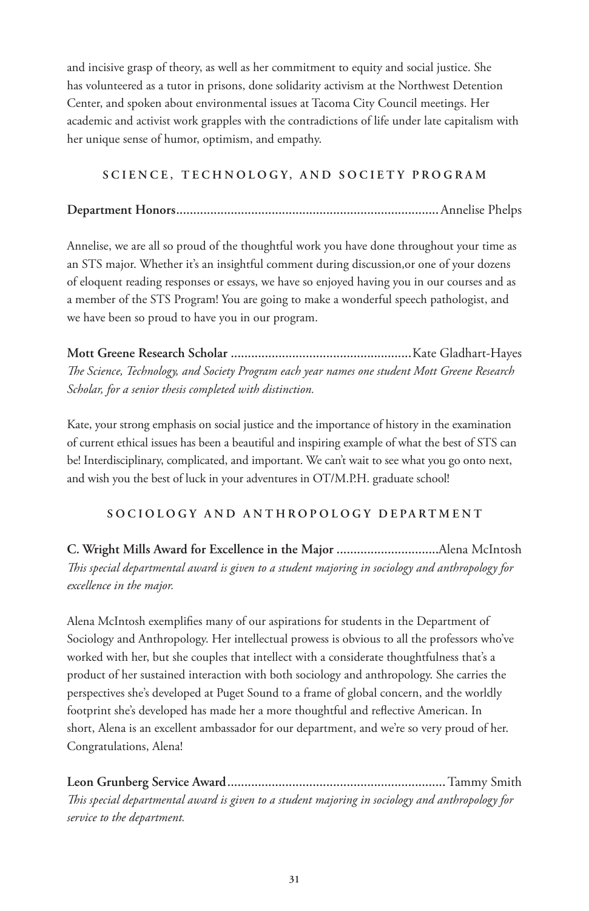and incisive grasp of theory, as well as her commitment to equity and social justice. She has volunteered as a tutor in prisons, done solidarity activism at the Northwest Detention Center, and spoken about environmental issues at Tacoma City Council meetings. Her academic and activist work grapples with the contradictions of life under late capitalism with her unique sense of humor, optimism, and empathy.

## SCIENCE, TECHNOLOGY, AND SOCIETY PROGRAM

**Department Honors**............................................................................Annelise Phelps

Annelise, we are all so proud of the thoughtful work you have done throughout your time as an STS major. Whether it's an insightful comment during discussion,or one of your dozens of eloquent reading responses or essays, we have so enjoyed having you in our courses and as a member of the STS Program! You are going to make a wonderful speech pathologist, and we have been so proud to have you in our program.

**Mott Greene Research Scholar** .....................................................Kate Gladhart-Hayes
*The Science, Technology, and Society Program each year names one student Mott Greene Research Scholar, for a senior thesis completed with distinction.*

Kate, your strong emphasis on social justice and the importance of history in the examination of current ethical issues has been a beautiful and inspiring example of what the best of STS can be! Interdisciplinary, complicated, and important. We can't wait to see what you go onto next, and wish you the best of luck in your adventures in OT/M.P.H. graduate school!

## SOCIOLOGY AND ANTHROPOLOGY DEPARTMENT

**C. Wright Mills Award for Excellence in the Major** ..............................Alena McIntosh
*This special departmental award is given to a student majoring in sociology and anthropology for excellence in the major.*

Alena McIntosh exemplifies many of our aspirations for students in the Department of Sociology and Anthropology. Her intellectual prowess is obvious to all the professors who've worked with her, but she couples that intellect with a considerate thoughtfulness that's a product of her sustained interaction with both sociology and anthropology. She carries the perspectives she's developed at Puget Sound to a frame of global concern, and the worldly footprint she's developed has made her a more thoughtful and reflective American. In short, Alena is an excellent ambassador for our department, and we're so very proud of her. Congratulations, Alena!

**Leon Grunberg Service Award**................................................................Tammy Smith
*This special departmental award is given to a student majoring in sociology and anthropology for service to the department.*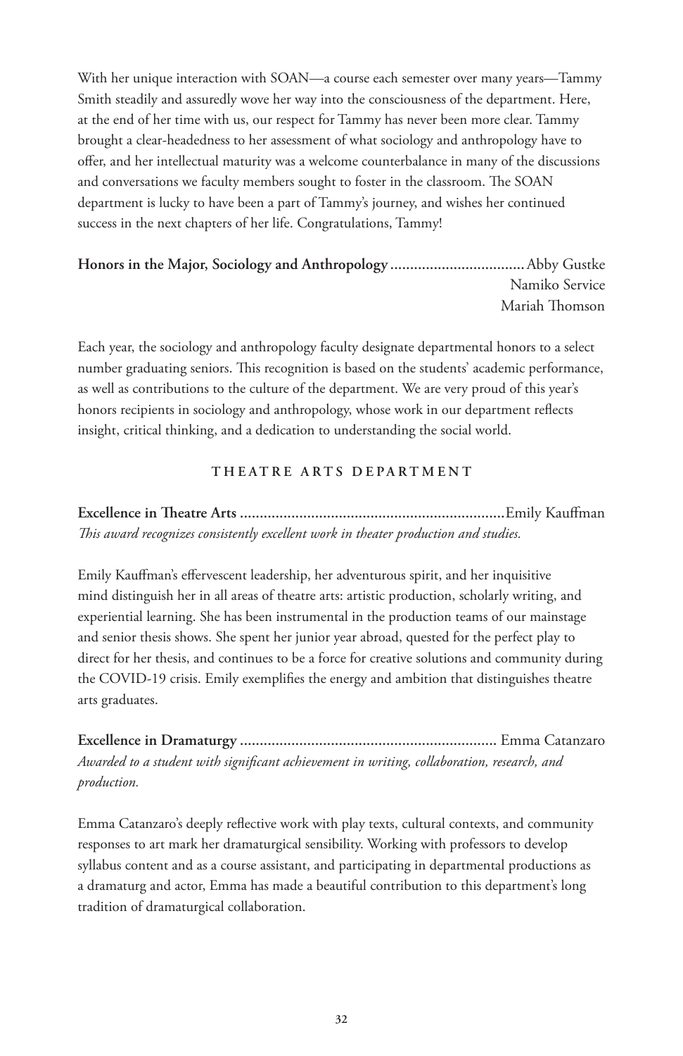With her unique interaction with SOAN—a course each semester over many years—Tammy Smith steadily and assuredly wove her way into the consciousness of the department. Here, at the end of her time with us, our respect for Tammy has never been more clear. Tammy brought a clear-headedness to her assessment of what sociology and anthropology have to offer, and her intellectual maturity was a welcome counterbalance in many of the discussions and conversations we faculty members sought to foster in the classroom. The SOAN department is lucky to have been a part of Tammy's journey, and wishes her continued success in the next chapters of her life. Congratulations, Tammy!

**Honors in the Major, Sociology and Anthropology** .................................. Abby Gustke
Namiko Service
Mariah Thomson

Each year, the sociology and anthropology faculty designate departmental honors to a select number graduating seniors. This recognition is based on the students' academic performance, as well as contributions to the culture of the department. We are very proud of this year's honors recipients in sociology and anthropology, whose work in our department reflects insight, critical thinking, and a dedication to understanding the social world.

## THEATRE ARTS DEPARTMENT

**Excellence in Theatre Arts** .................................................................. Emily Kauffman
*This award recognizes consistently excellent work in theater production and studies.*

Emily Kauffman's effervescent leadership, her adventurous spirit, and her inquisitive mind distinguish her in all areas of theatre arts: artistic production, scholarly writing, and experiential learning. She has been instrumental in the production teams of our mainstage and senior thesis shows. She spent her junior year abroad, quested for the perfect play to direct for her thesis, and continues to be a force for creative solutions and community during the COVID-19 crisis. Emily exemplifies the energy and ambition that distinguishes theatre arts graduates.

**Excellence in Dramaturgy** ................................................................ Emma Catanzaro
*Awarded to a student with significant achievement in writing, collaboration, research, and production.*

Emma Catanzaro's deeply reflective work with play texts, cultural contexts, and community responses to art mark her dramaturgical sensibility. Working with professors to develop syllabus content and as a course assistant, and participating in departmental productions as a dramaturg and actor, Emma has made a beautiful contribution to this department's long tradition of dramaturgical collaboration.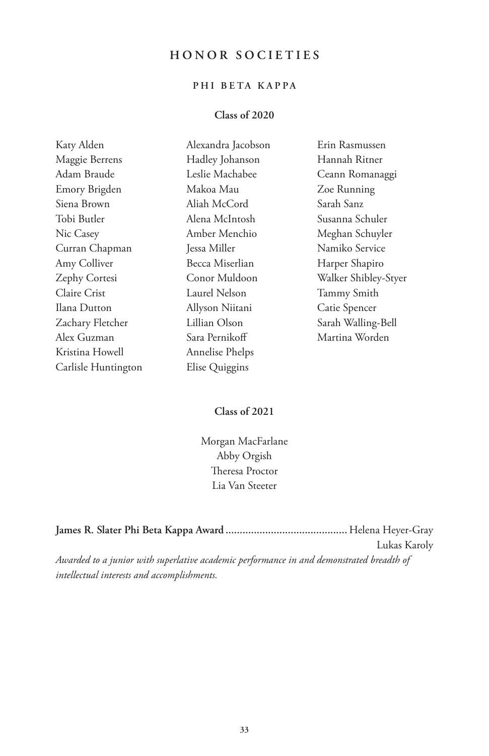# HONOR SOCIETIES

## PHI BETA KAPPA

### Class of 2020

Katy Alden
Maggie Berrens
Adam Braude
Emory Brigden
Siena Brown
Tobi Butler
Nic Casey
Curran Chapman
Amy Colliver
Zephy Cortesi
Claire Crist
Ilana Dutton
Zachary Fletcher
Alex Guzman
Kristina Howell
Carlisle Huntington
Alexandra Jacobson
Hadley Johanson
Leslie Machabee
Makoa Mau
Aliah McCord
Alena McIntosh
Amber Menchio
Jessa Miller
Becca Miserlian
Conor Muldoon
Laurel Nelson
Allyson Niitani
Lillian Olson
Sara Pernikoff
Annelise Phelps
Elise Quiggins
Erin Rasmussen
Hannah Ritner
Ceann Romanaggi
Zoe Running
Sarah Sanz
Susanna Schuler
Meghan Schuyler
Namiko Service
Harper Shapiro
Walker Shibley-Styer
Tammy Smith
Catie Spencer
Sarah Walling-Bell
Martina Worden

### Class of 2021

Morgan MacFarlane
Abby Orgish
Theresa Proctor
Lia Van Steeter

**James R. Slater Phi Beta Kappa Award** .......................................... Helena Heyer-Gray
Lukas Karoly

*Awarded to a junior with superlative academic performance in and demonstrated breadth of intellectual interests and accomplishments.*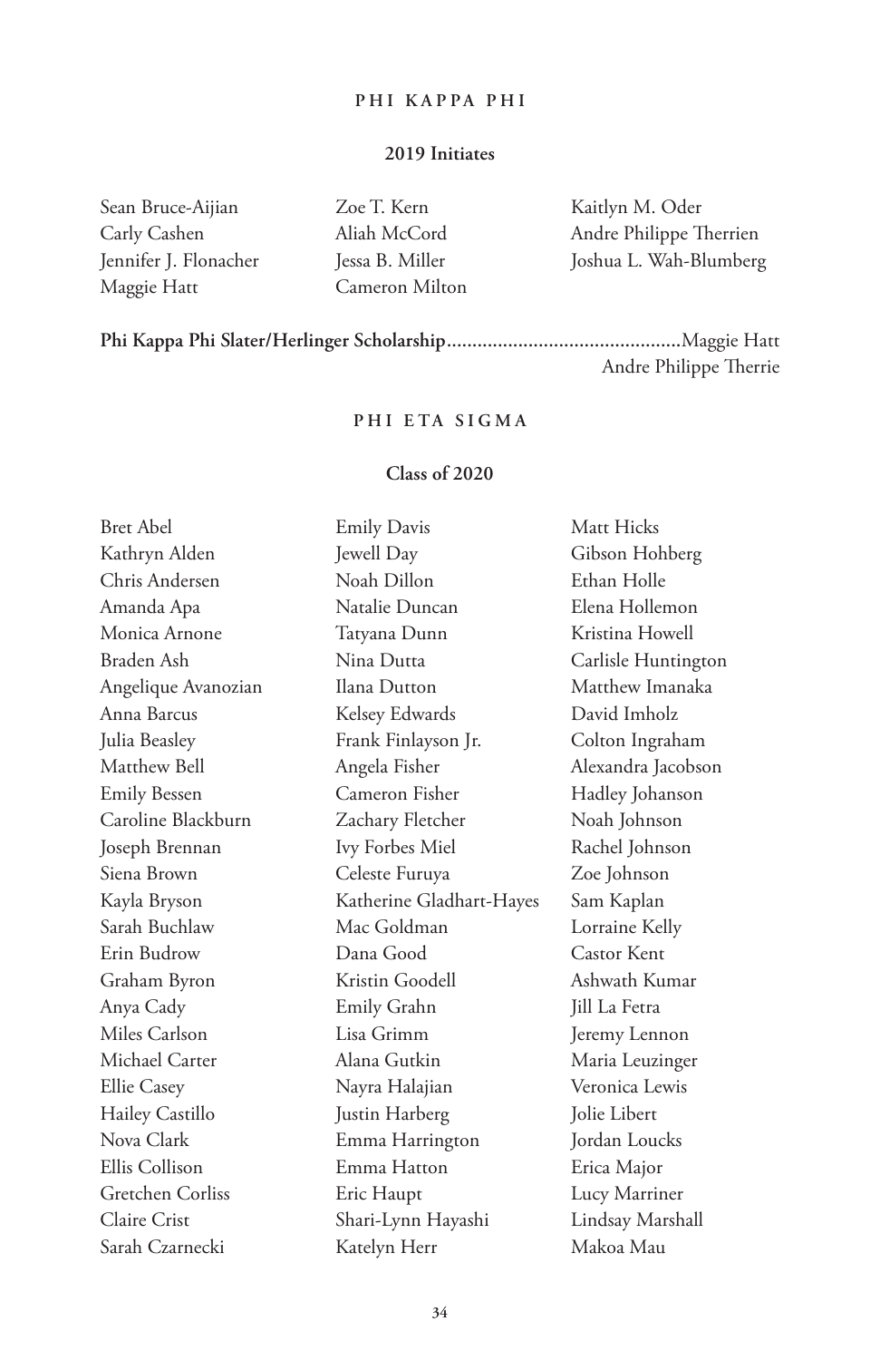## PHI KAPPA PHI

### 2019 Initiates

Sean Bruce-Aijian
Carly Cashen
Jennifer J. Flonacher
Maggie Hatt
Zoe T. Kern
Aliah McCord
Jessa B. Miller
Cameron Milton
Kaitlyn M. Oder
Andre Philippe Therrien
Joshua L. Wah-Blumberg

**Phi Kappa Phi Slater/Herlinger Scholarship**.............................................Maggie Hatt
Andre Philippe Therrie

## PHI ETA SIGMA

### Class of 2020

Bret Abel
Kathryn Alden
Chris Andersen
Amanda Apa
Monica Arnone
Braden Ash
Angelique Avanozian
Anna Barcus
Julia Beasley
Matthew Bell
Emily Bessen
Caroline Blackburn
Joseph Brennan
Siena Brown
Kayla Bryson
Sarah Buchlaw
Erin Budrow
Graham Byron
Anya Cady
Miles Carlson
Michael Carter
Ellie Casey
Hailey Castillo
Nova Clark
Ellis Collison
Gretchen Corliss
Claire Crist
Sarah Czarnecki
Emily Davis
Jewell Day
Noah Dillon
Natalie Duncan
Tatyana Dunn
Nina Dutta
Ilana Dutton
Kelsey Edwards
Frank Finlayson Jr.
Angela Fisher
Cameron Fisher
Zachary Fletcher
Ivy Forbes Miel
Celeste Furuya
Katherine Gladhart-Hayes
Mac Goldman
Dana Good
Kristin Goodell
Emily Grahn
Lisa Grimm
Alana Gutkin
Nayra Halajian
Justin Harberg
Emma Harrington
Emma Hatton
Eric Haupt
Shari-Lynn Hayashi
Katelyn Herr
Matt Hicks
Gibson Hohberg
Ethan Holle
Elena Hollemon
Kristina Howell
Carlisle Huntington
Matthew Imanaka
David Imholz
Colton Ingraham
Alexandra Jacobson
Hadley Johanson
Noah Johnson
Rachel Johnson
Zoe Johnson
Sam Kaplan
Lorraine Kelly
Castor Kent
Ashwath Kumar
Jill La Fetra
Jeremy Lennon
Maria Leuzinger
Veronica Lewis
Jolie Libert
Jordan Loucks
Erica Major
Lucy Marriner
Lindsay Marshall
Makoa Mau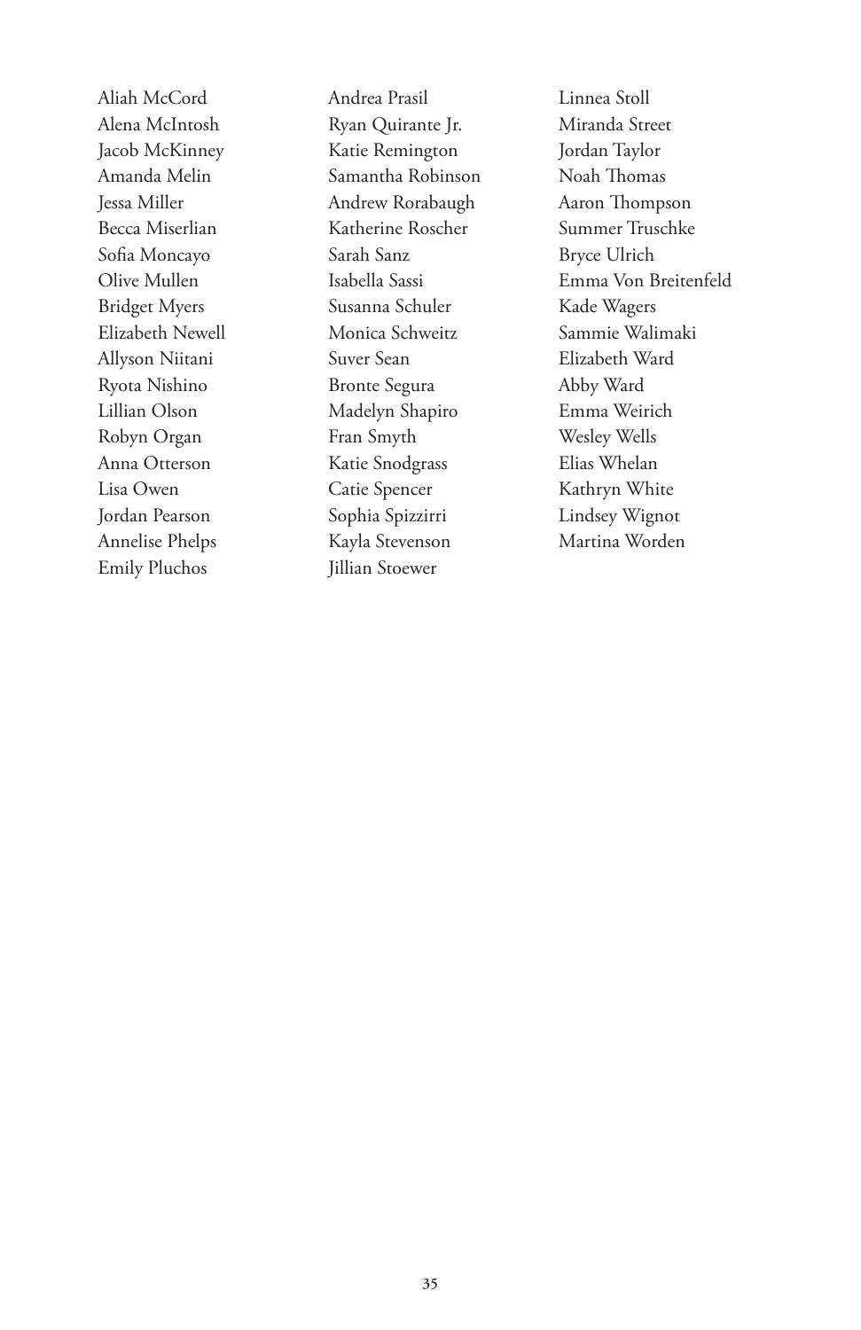Aliah McCord
Alena McIntosh
Jacob McKinney
Amanda Melin
Jessa Miller
Becca Miserlian
Sofia Moncayo
Olive Mullen
Bridget Myers
Elizabeth Newell
Allyson Niitani
Ryota Nishino
Lillian Olson
Robyn Organ
Anna Otterson
Lisa Owen
Jordan Pearson
Annelise Phelps
Emily Pluchos
Andrea Prasil
Ryan Quirante Jr.
Katie Remington
Samantha Robinson
Andrew Rorabaugh
Katherine Roscher
Sarah Sanz
Isabella Sassi
Susanna Schuler
Monica Schweitz
Suver Sean
Bronte Segura
Madelyn Shapiro
Fran Smyth
Katie Snodgrass
Catie Spencer
Sophia Spizzirri
Kayla Stevenson
Jillian Stoewer
Linnea Stoll
Miranda Street
Jordan Taylor
Noah Thomas
Aaron Thompson
Summer Truschke
Bryce Ulrich
Emma Von Breitenfeld
Kade Wagers
Sammie Walimaki
Elizabeth Ward
Abby Ward
Emma Weirich
Wesley Wells
Elias Whelan
Kathryn White
Lindsey Wignot
Martina Worden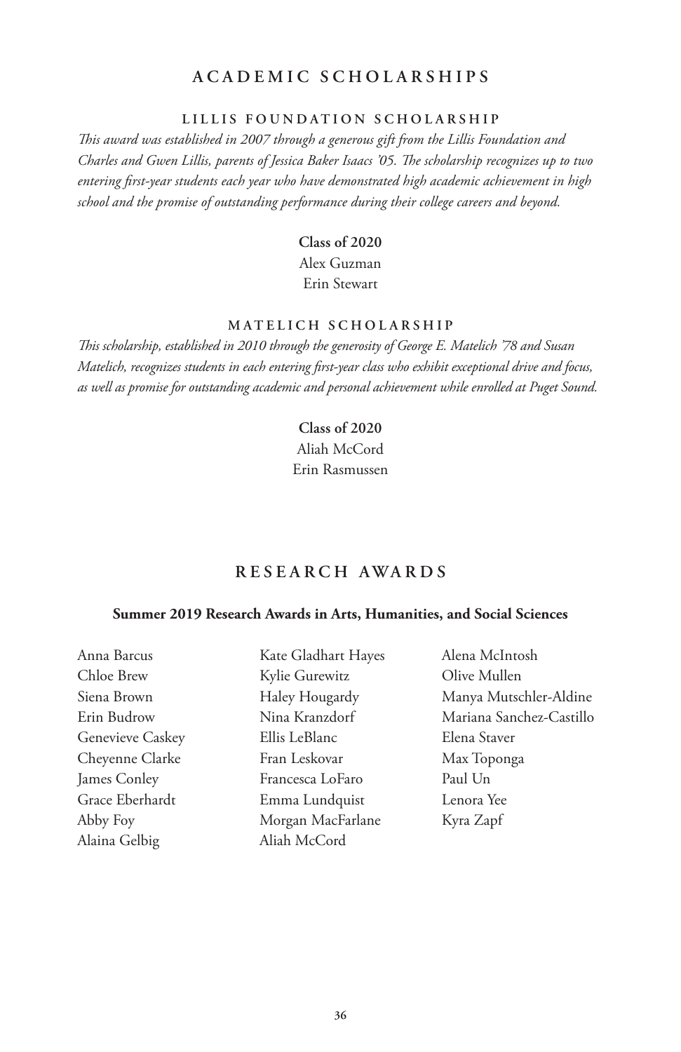## ACADEMIC SCHOLARSHIPS

### LILLIS FOUNDATION SCHOLARSHIP

*This award was established in 2007 through a generous gift from the Lillis Foundation and Charles and Gwen Lillis, parents of Jessica Baker Isaacs '05. The scholarship recognizes up to two entering first-year students each year who have demonstrated high academic achievement in high school and the promise of outstanding performance during their college careers and beyond.*

**Class of 2020**
Alex Guzman
Erin Stewart

### MATELICH SCHOLARSHIP

*This scholarship, established in 2010 through the generosity of George E. Matelich '78 and Susan Matelich, recognizes students in each entering first-year class who exhibit exceptional drive and focus, as well as promise for outstanding academic and personal achievement while enrolled at Puget Sound.*

**Class of 2020**
Aliah McCord
Erin Rasmussen

## RESEARCH AWARDS

**Summer 2019 Research Awards in Arts, Humanities, and Social Sciences**

Anna Barcus
Chloe Brew
Siena Brown
Erin Budrow
Genevieve Caskey
Cheyenne Clarke
James Conley
Grace Eberhardt
Abby Foy
Alaina Gelbig
Kate Gladhart Hayes
Kylie Gurewitz
Haley Hougardy
Nina Kranzdorf
Ellis LeBlanc
Fran Leskovar
Francesca LoFaro
Emma Lundquist
Morgan MacFarlane
Aliah McCord
Alena McIntosh
Olive Mullen
Manya Mutschler-Aldine
Mariana Sanchez-Castillo
Elena Staver
Max Toponga
Paul Un
Lenora Yee
Kyra Zapf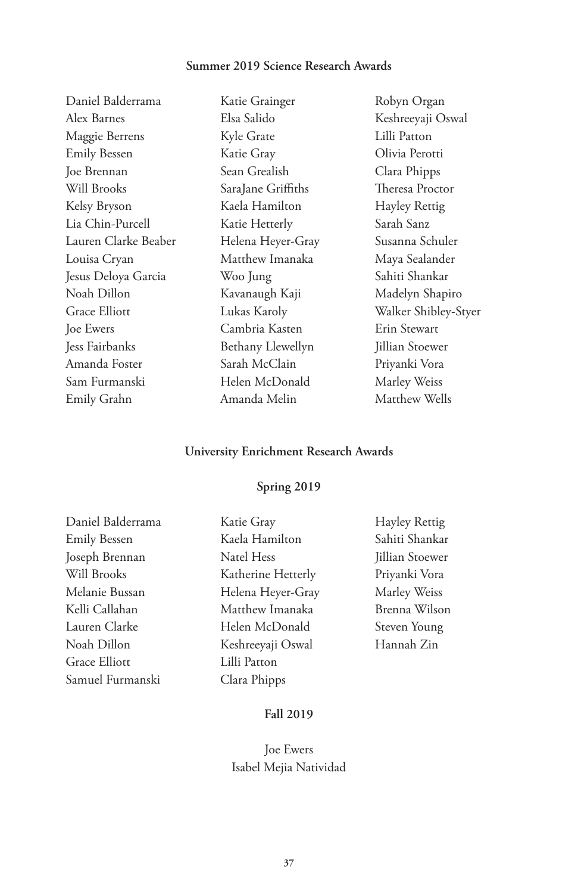## Summer 2019 Science Research Awards

Daniel Balderrama
Alex Barnes
Maggie Berrens
Emily Bessen
Joe Brennan
Will Brooks
Kelsy Bryson
Lia Chin-Purcell
Lauren Clarke Beaber
Louisa Cryan
Jesus Deloya Garcia
Noah Dillon
Grace Elliott
Joe Ewers
Jess Fairbanks
Amanda Foster
Sam Furmanski
Emily Grahn
Katie Grainger
Elsa Salido
Kyle Grate
Katie Gray
Sean Grealish
SaraJane Griffiths
Kaela Hamilton
Katie Hetterly
Helena Heyer-Gray
Matthew Imanaka
Woo Jung
Kavanaugh Kaji
Lukas Karoly
Cambria Kasten
Bethany Llewellyn
Sarah McClain
Helen McDonald
Amanda Melin
Robyn Organ
Keshreeyaji Oswal
Lilli Patton
Olivia Perotti
Clara Phipps
Theresa Proctor
Hayley Rettig
Sarah Sanz
Susanna Schuler
Maya Sealander
Sahiti Shankar
Madelyn Shapiro
Walker Shibley-Styer
Erin Stewart
Jillian Stoewer
Priyanki Vora
Marley Weiss
Matthew Wells

## University Enrichment Research Awards

### Spring 2019

Daniel Balderrama
Emily Bessen
Joseph Brennan
Will Brooks
Melanie Bussan
Kelli Callahan
Lauren Clarke
Noah Dillon
Grace Elliott
Samuel Furmanski
Katie Gray
Kaela Hamilton
Natel Hess
Katherine Hetterly
Helena Heyer-Gray
Matthew Imanaka
Helen McDonald
Keshreeyaji Oswal
Lilli Patton
Clara Phipps
Hayley Rettig
Sahiti Shankar
Jillian Stoewer
Priyanki Vora
Marley Weiss
Brenna Wilson
Steven Young
Hannah Zin

### Fall 2019

Joe Ewers
Isabel Mejia Natividad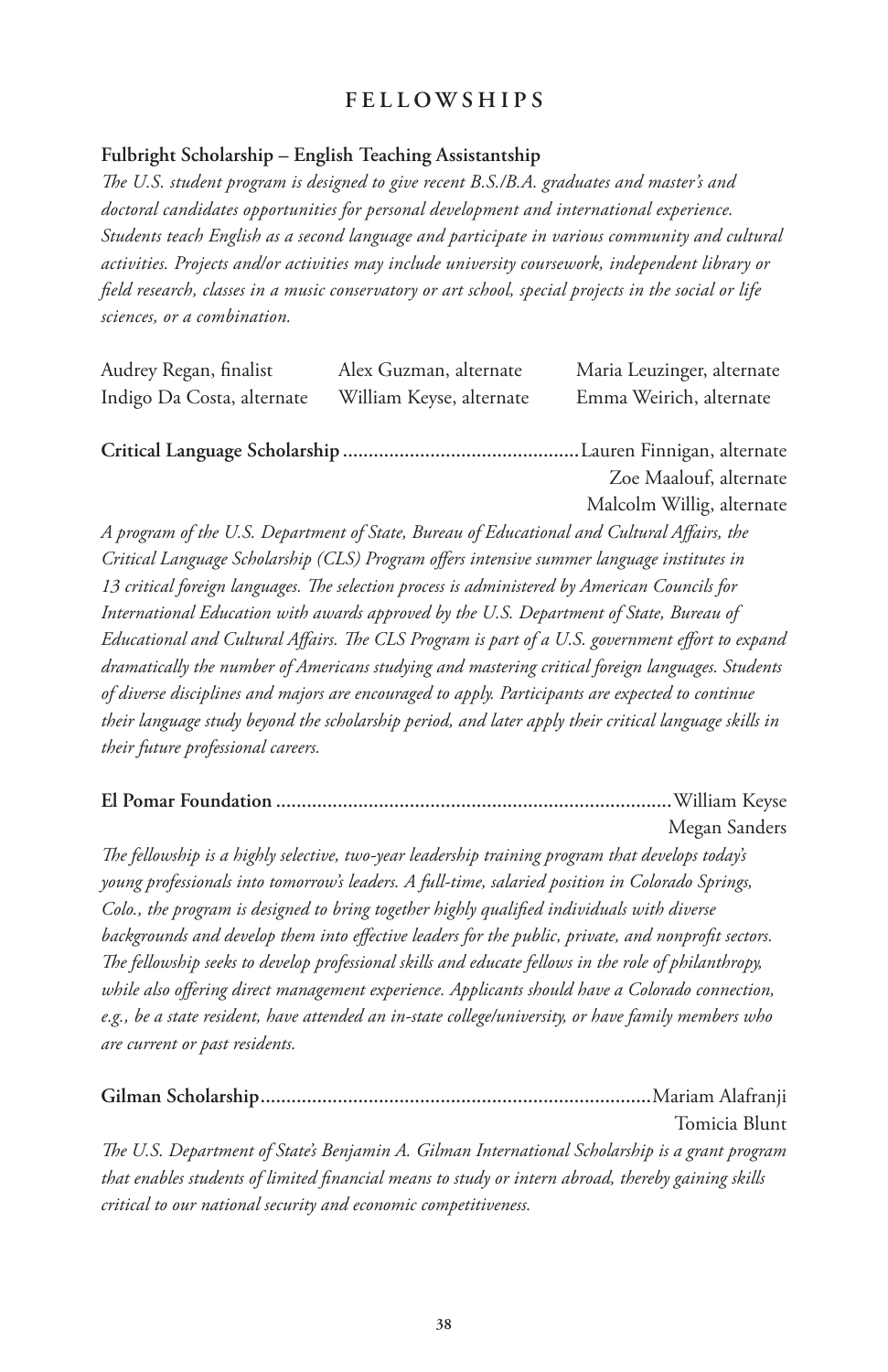## FELLOWSHIPS

**Fulbright Scholarship – English Teaching Assistantship**

*The U.S. student program is designed to give recent B.S./B.A. graduates and master's and doctoral candidates opportunities for personal development and international experience. Students teach English as a second language and participate in various community and cultural activities. Projects and/or activities may include university coursework, independent library or field research, classes in a music conservatory or art school, special projects in the social or life sciences, or a combination.*

Audrey Regan, finalist
Alex Guzman, alternate
Maria Leuzinger, alternate
Indigo Da Costa, alternate
William Keyse, alternate
Emma Weirich, alternate

**Critical Language Scholarship** .............................................Lauren Finnigan, alternate
Zoe Maalouf, alternate
Malcolm Willig, alternate

*A program of the U.S. Department of State, Bureau of Educational and Cultural Affairs, the Critical Language Scholarship (CLS) Program offers intensive summer language institutes in 13 critical foreign languages. The selection process is administered by American Councils for International Education with awards approved by the U.S. Department of State, Bureau of Educational and Cultural Affairs. The CLS Program is part of a U.S. government effort to expand dramatically the number of Americans studying and mastering critical foreign languages. Students of diverse disciplines and majors are encouraged to apply. Participants are expected to continue their language study beyond the scholarship period, and later apply their critical language skills in their future professional careers.*

**El Pomar Foundation** ............................................................................William Keyse
Megan Sanders

*The fellowship is a highly selective, two-year leadership training program that develops today's young professionals into tomorrow's leaders. A full-time, salaried position in Colorado Springs, Colo., the program is designed to bring together highly qualified individuals with diverse backgrounds and develop them into effective leaders for the public, private, and nonprofit sectors. The fellowship seeks to develop professional skills and educate fellows in the role of philanthropy, while also offering direct management experience. Applicants should have a Colorado connection, e.g., be a state resident, have attended an in-state college/university, or have family members who are current or past residents.*

**Gilman Scholarship**..........................................................................Mariam Alafranji
Tomicia Blunt

*The U.S. Department of State's Benjamin A. Gilman International Scholarship is a grant program that enables students of limited financial means to study or intern abroad, thereby gaining skills critical to our national security and economic competitiveness.*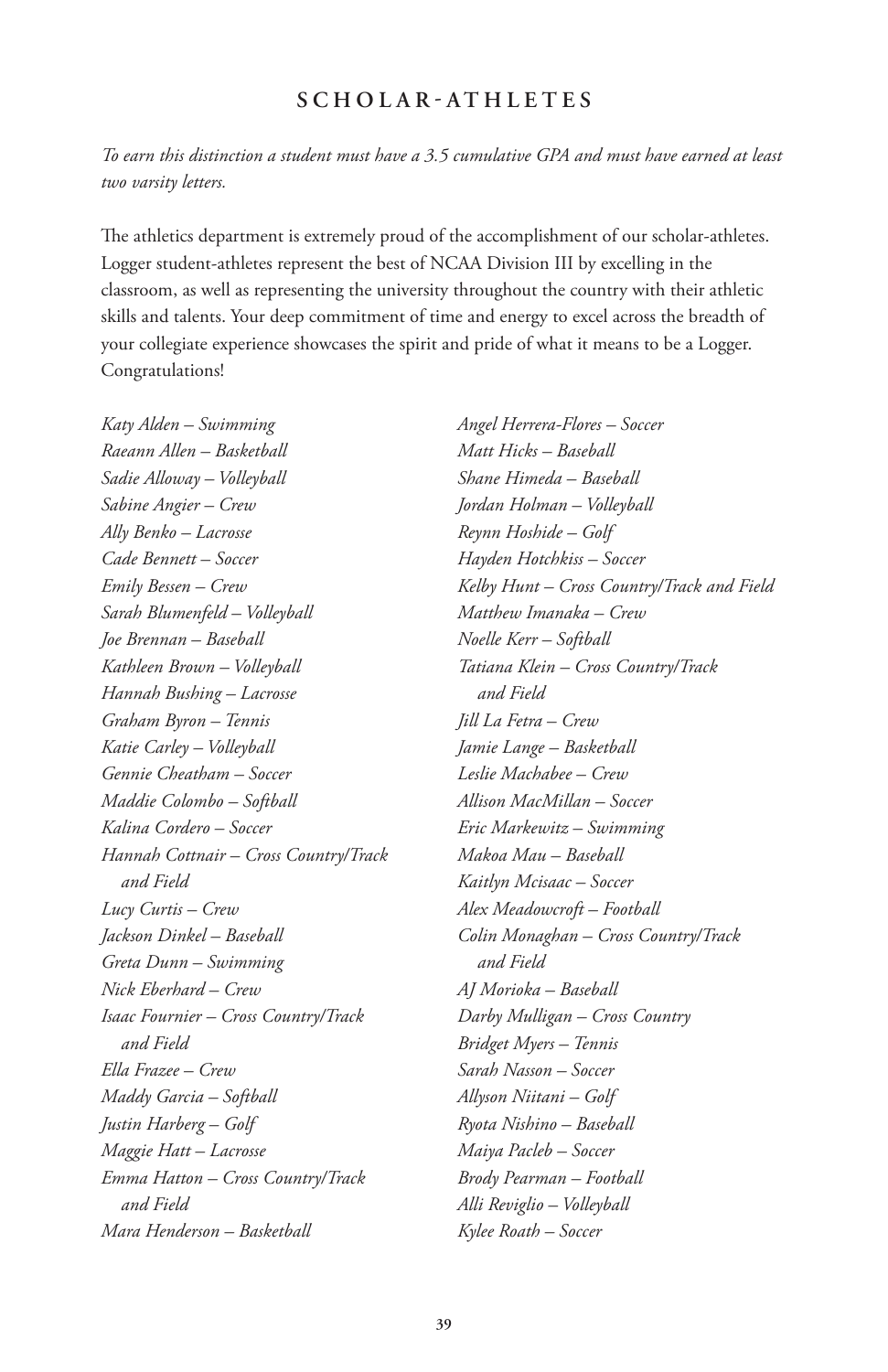## SCHOLAR-ATHLETES

*To earn this distinction a student must have a 3.5 cumulative GPA and must have earned at least two varsity letters.*

The athletics department is extremely proud of the accomplishment of our scholar-athletes. Logger student-athletes represent the best of NCAA Division III by excelling in the classroom, as well as representing the university throughout the country with their athletic skills and talents. Your deep commitment of time and energy to excel across the breadth of your collegiate experience showcases the spirit and pride of what it means to be a Logger. Congratulations!

*Katy Alden – Swimming*
*Raeann Allen – Basketball*
*Sadie Alloway – Volleyball*
*Sabine Angier – Crew*
*Ally Benko – Lacrosse*
*Cade Bennett – Soccer*
*Emily Bessen – Crew*
*Sarah Blumenfeld – Volleyball*
*Joe Brennan – Baseball*
*Kathleen Brown – Volleyball*
*Hannah Bushing – Lacrosse*
*Graham Byron – Tennis*
*Katie Carley – Volleyball*
*Gennie Cheatham – Soccer*
*Maddie Colombo – Softball*
*Kalina Cordero – Soccer*
*Hannah Cottnair – Cross Country/Track and Field*
*Lucy Curtis – Crew*
*Jackson Dinkel – Baseball*
*Greta Dunn – Swimming*
*Nick Eberhard – Crew*
*Isaac Fournier – Cross Country/Track and Field*
*Ella Frazee – Crew*
*Maddy Garcia – Softball*
*Justin Harberg – Golf*
*Maggie Hatt – Lacrosse*
*Emma Hatton – Cross Country/Track and Field*
*Mara Henderson – Basketball*
*Angel Herrera-Flores – Soccer*
*Matt Hicks – Baseball*
*Shane Himeda – Baseball*
*Jordan Holman – Volleyball*
*Reynn Hoshide – Golf*
*Hayden Hotchkiss – Soccer*
*Kelby Hunt – Cross Country/Track and Field*
*Matthew Imanaka – Crew*
*Noelle Kerr – Softball*
*Tatiana Klein – Cross Country/Track and Field*
*Jill La Fetra – Crew*
*Jamie Lange – Basketball*
*Leslie Machabee – Crew*
*Allison MacMillan – Soccer*
*Eric Markewitz – Swimming*
*Makoa Mau – Baseball*
*Kaitlyn Mcisaac – Soccer*
*Alex Meadowcroft – Football*
*Colin Monaghan – Cross Country/Track and Field*
*AJ Morioka – Baseball*
*Darby Mulligan – Cross Country*
*Bridget Myers – Tennis*
*Sarah Nasson – Soccer*
*Allyson Niitani – Golf*
*Ryota Nishino – Baseball*
*Maiya Pacleb – Soccer*
*Brody Pearman – Football*
*Alli Reviglio – Volleyball*
*Kylee Roath – Soccer*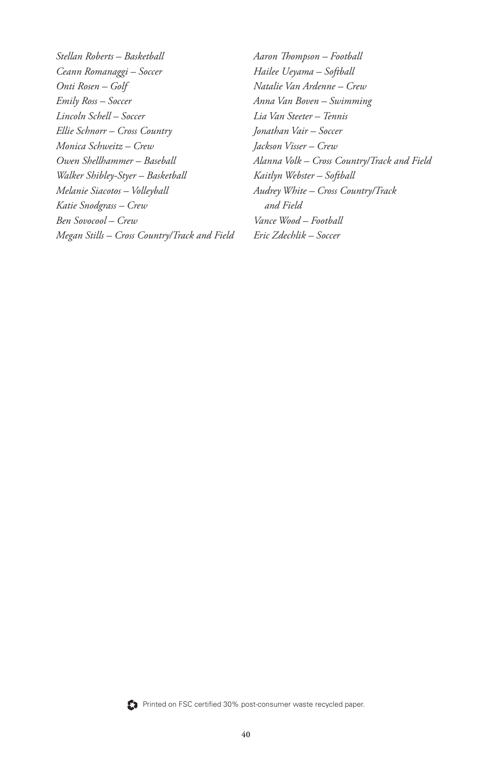*Stellan Roberts – Basketball*
*Ceann Romanaggi – Soccer*
*Onti Rosen – Golf*
*Emily Ross – Soccer*
*Lincoln Schell – Soccer*
*Ellie Schnorr – Cross Country*
*Monica Schweitz – Crew*
*Owen Shellhammer – Baseball*
*Walker Shibley-Styer – Basketball*
*Melanie Siacotos – Volleyball*
*Katie Snodgrass – Crew*
*Ben Sovocool – Crew*
*Megan Stills – Cross Country/Track and Field*
*Aaron Thompson – Football*
*Hailee Ueyama – Softball*
*Natalie Van Ardenne – Crew*
*Anna Van Boven – Swimming*
*Lia Van Steeter – Tennis*
*Jonathan Vair – Soccer*
*Jackson Visser – Crew*
*Alanna Volk – Cross Country/Track and Field*
*Kaitlyn Webster – Softball*
*Audrey White – Cross Country/Track and Field*
*Vance Wood – Football*
*Eric Zdechlik – Soccer*

Printed on FSC certified 30% post-consumer waste recycled paper.